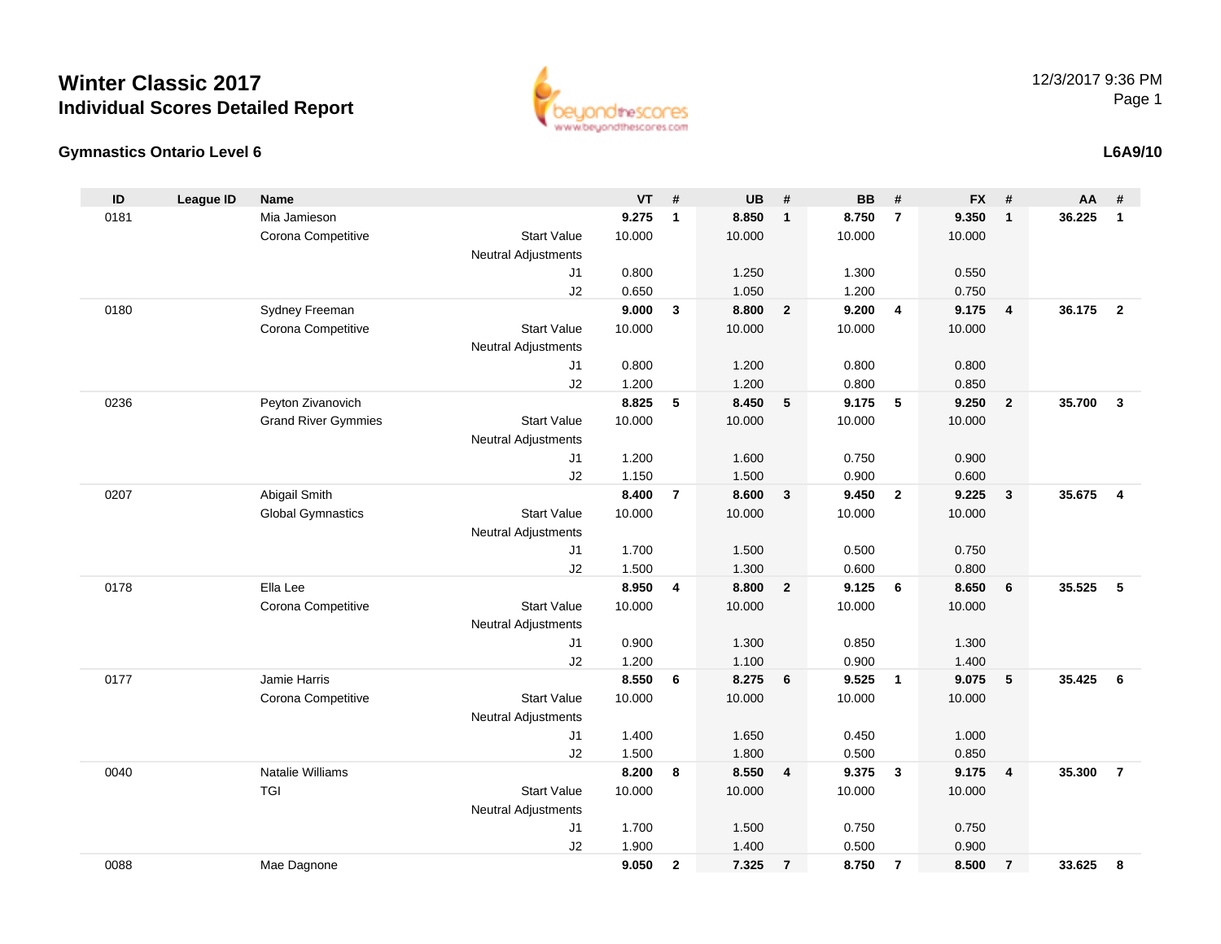# Winter Classic 2017

## Individual Scores Detailed Report

12/3/2017 9:36 PM

### Gymnastics Ontario Level 6

**L6A9/10**

| ID | League ID | Name | | VT | # | UB | # | BB | # | FX | # | AA | # |
|---|---|---|---|---|---|---|---|---|---|---|---|---|---|
| 0181 | | Mia Jamieson | | **9.275** | **1** | **8.850** | **1** | **8.750** | **7** | **9.350** | **1** | **36.225** | **1** |
| | | Corona Competitive | Start Value | 10.000 | | 10.000 | | 10.000 | | 10.000 | | | |
| | | | Neutral Adjustments | | | | | | | | | | |
| | | | J1 | 0.800 | | 1.250 | | 1.300 | | 0.550 | | | |
| | | | J2 | 0.650 | | 1.050 | | 1.200 | | 0.750 | | | |
| 0180 | | Sydney Freeman | | **9.000** | **3** | **8.800** | **2** | **9.200** | **4** | **9.175** | **4** | **36.175** | **2** |
| | | Corona Competitive | Start Value | 10.000 | | 10.000 | | 10.000 | | 10.000 | | | |
| | | | Neutral Adjustments | | | | | | | | | | |
| | | | J1 | 0.800 | | 1.200 | | 0.800 | | 0.800 | | | |
| | | | J2 | 1.200 | | 1.200 | | 0.800 | | 0.850 | | | |
| 0236 | | Peyton Zivanovich | | **8.825** | **5** | **8.450** | **5** | **9.175** | **5** | **9.250** | **2** | **35.700** | **3** |
| | | Grand River Gymmies | Start Value | 10.000 | | 10.000 | | 10.000 | | 10.000 | | | |
| | | | Neutral Adjustments | | | | | | | | | | |
| | | | J1 | 1.200 | | 1.600 | | 0.750 | | 0.900 | | | |
| | | | J2 | 1.150 | | 1.500 | | 0.900 | | 0.600 | | | |
| 0207 | | Abigail Smith | | **8.400** | **7** | **8.600** | **3** | **9.450** | **2** | **9.225** | **3** | **35.675** | **4** |
| | | Global Gymnastics | Start Value | 10.000 | | 10.000 | | 10.000 | | 10.000 | | | |
| | | | Neutral Adjustments | | | | | | | | | | |
| | | | J1 | 1.700 | | 1.500 | | 0.500 | | 0.750 | | | |
| | | | J2 | 1.500 | | 1.300 | | 0.600 | | 0.800 | | | |
| 0178 | | Ella Lee | | **8.950** | **4** | **8.800** | **2** | **9.125** | **6** | **8.650** | **6** | **35.525** | **5** |
| | | Corona Competitive | Start Value | 10.000 | | 10.000 | | 10.000 | | 10.000 | | | |
| | | | Neutral Adjustments | | | | | | | | | | |
| | | | J1 | 0.900 | | 1.300 | | 0.850 | | 1.300 | | | |
| | | | J2 | 1.200 | | 1.100 | | 0.900 | | 1.400 | | | |
| 0177 | | Jamie Harris | | **8.550** | **6** | **8.275** | **6** | **9.525** | **1** | **9.075** | **5** | **35.425** | **6** |
| | | Corona Competitive | Start Value | 10.000 | | 10.000 | | 10.000 | | 10.000 | | | |
| | | | Neutral Adjustments | | | | | | | | | | |
| | | | J1 | 1.400 | | 1.650 | | 0.450 | | 1.000 | | | |
| | | | J2 | 1.500 | | 1.800 | | 0.500 | | 0.850 | | | |
| 0040 | | Natalie Williams | | **8.200** | **8** | **8.550** | **4** | **9.375** | **3** | **9.175** | **4** | **35.300** | **7** |
| | | TGI | Start Value | 10.000 | | 10.000 | | 10.000 | | 10.000 | | | |
| | | | Neutral Adjustments | | | | | | | | | | |
| | | | J1 | 1.700 | | 1.500 | | 0.750 | | 0.750 | | | |
| | | | J2 | 1.900 | | 1.400 | | 0.500 | | 0.900 | | | |
| 0088 | | Mae Dagnone | | **9.050** | **2** | **7.325** | **7** | **8.750** | **7** | **8.500** | **7** | **33.625** | **8** |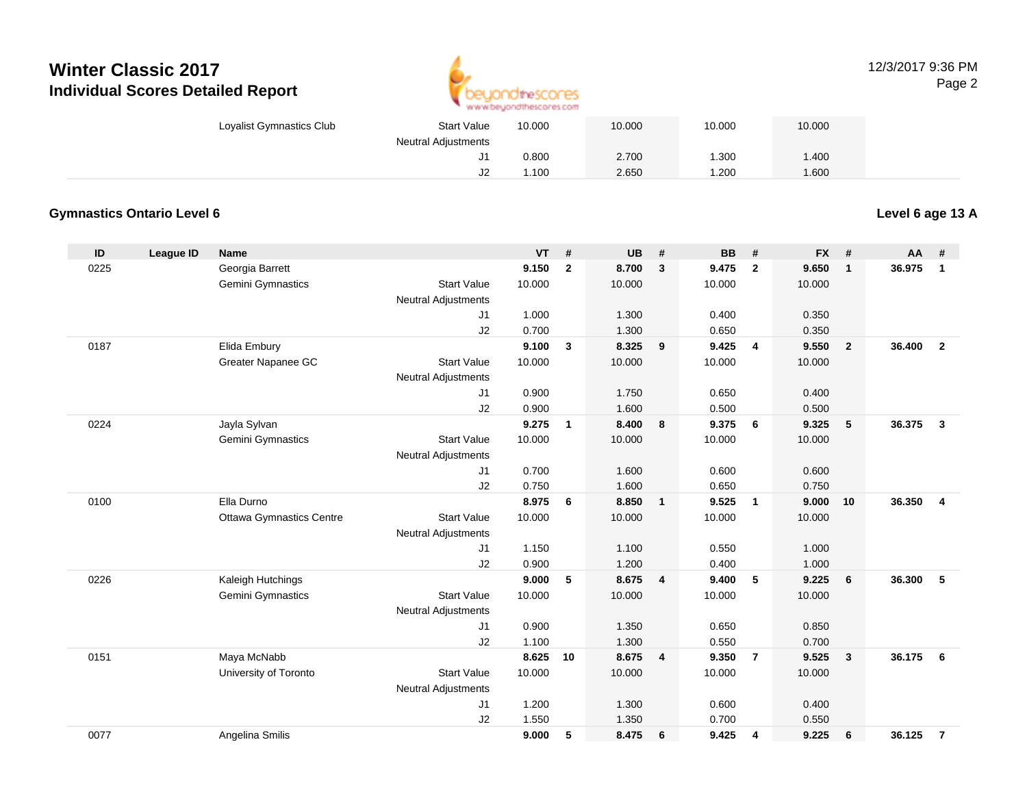# Winter Classic 2017

## Individual Scores Detailed Report

| | | | | | | | | | |
|---|---|---|---|---|---|---|---|---|---|
| Loyalist Gymnastics Club | Start Value | 10.000 | | 10.000 | | 10.000 | | 10.000 | |
| | Neutral Adjustments | | | | | | | | |
| | J1 | 0.800 | | 2.700 | | 1.300 | | 1.400 | |
| | J2 | 1.100 | | 2.650 | | 1.200 | | 1.600 | |

### Gymnastics Ontario Level 6

**Level 6 age 13 A**

| ID | League ID | Name | | VT | # | UB | # | BB | # | FX | # | AA | # |
|---|---|---|---|---|---|---|---|---|---|---|---|---|---|
| 0225 | | Georgia Barrett | | **9.150** | **2** | **8.700** | **3** | **9.475** | **2** | **9.650** | **1** | **36.975** | **1** |
| | | Gemini Gymnastics | Start Value | 10.000 | | 10.000 | | 10.000 | | 10.000 | | | |
| | | | Neutral Adjustments | | | | | | | | | | |
| | | | J1 | 1.000 | | 1.300 | | 0.400 | | 0.350 | | | |
| | | | J2 | 0.700 | | 1.300 | | 0.650 | | 0.350 | | | |
| 0187 | | Elida Embury | | **9.100** | **3** | **8.325** | **9** | **9.425** | **4** | **9.550** | **2** | **36.400** | **2** |
| | | Greater Napanee GC | Start Value | 10.000 | | 10.000 | | 10.000 | | 10.000 | | | |
| | | | Neutral Adjustments | | | | | | | | | | |
| | | | J1 | 0.900 | | 1.750 | | 0.650 | | 0.400 | | | |
| | | | J2 | 0.900 | | 1.600 | | 0.500 | | 0.500 | | | |
| 0224 | | Jayla Sylvan | | **9.275** | **1** | **8.400** | **8** | **9.375** | **6** | **9.325** | **5** | **36.375** | **3** |
| | | Gemini Gymnastics | Start Value | 10.000 | | 10.000 | | 10.000 | | 10.000 | | | |
| | | | Neutral Adjustments | | | | | | | | | | |
| | | | J1 | 0.700 | | 1.600 | | 0.600 | | 0.600 | | | |
| | | | J2 | 0.750 | | 1.600 | | 0.650 | | 0.750 | | | |
| 0100 | | Ella Durno | | **8.975** | **6** | **8.850** | **1** | **9.525** | **1** | **9.000** | **10** | **36.350** | **4** |
| | | Ottawa Gymnastics Centre | Start Value | 10.000 | | 10.000 | | 10.000 | | 10.000 | | | |
| | | | Neutral Adjustments | | | | | | | | | | |
| | | | J1 | 1.150 | | 1.100 | | 0.550 | | 1.000 | | | |
| | | | J2 | 0.900 | | 1.200 | | 0.400 | | 1.000 | | | |
| 0226 | | Kaleigh Hutchings | | **9.000** | **5** | **8.675** | **4** | **9.400** | **5** | **9.225** | **6** | **36.300** | **5** |
| | | Gemini Gymnastics | Start Value | 10.000 | | 10.000 | | 10.000 | | 10.000 | | | |
| | | | Neutral Adjustments | | | | | | | | | | |
| | | | J1 | 0.900 | | 1.350 | | 0.650 | | 0.850 | | | |
| | | | J2 | 1.100 | | 1.300 | | 0.550 | | 0.700 | | | |
| 0151 | | Maya McNabb | | **8.625** | **10** | **8.675** | **4** | **9.350** | **7** | **9.525** | **3** | **36.175** | **6** |
| | | University of Toronto | Start Value | 10.000 | | 10.000 | | 10.000 | | 10.000 | | | |
| | | | Neutral Adjustments | | | | | | | | | | |
| | | | J1 | 1.200 | | 1.300 | | 0.600 | | 0.400 | | | |
| | | | J2 | 1.550 | | 1.350 | | 0.700 | | 0.550 | | | |
| 0077 | | Angelina Smilis | | **9.000** | **5** | **8.475** | **6** | **9.425** | **4** | **9.225** | **6** | **36.125** | **7** |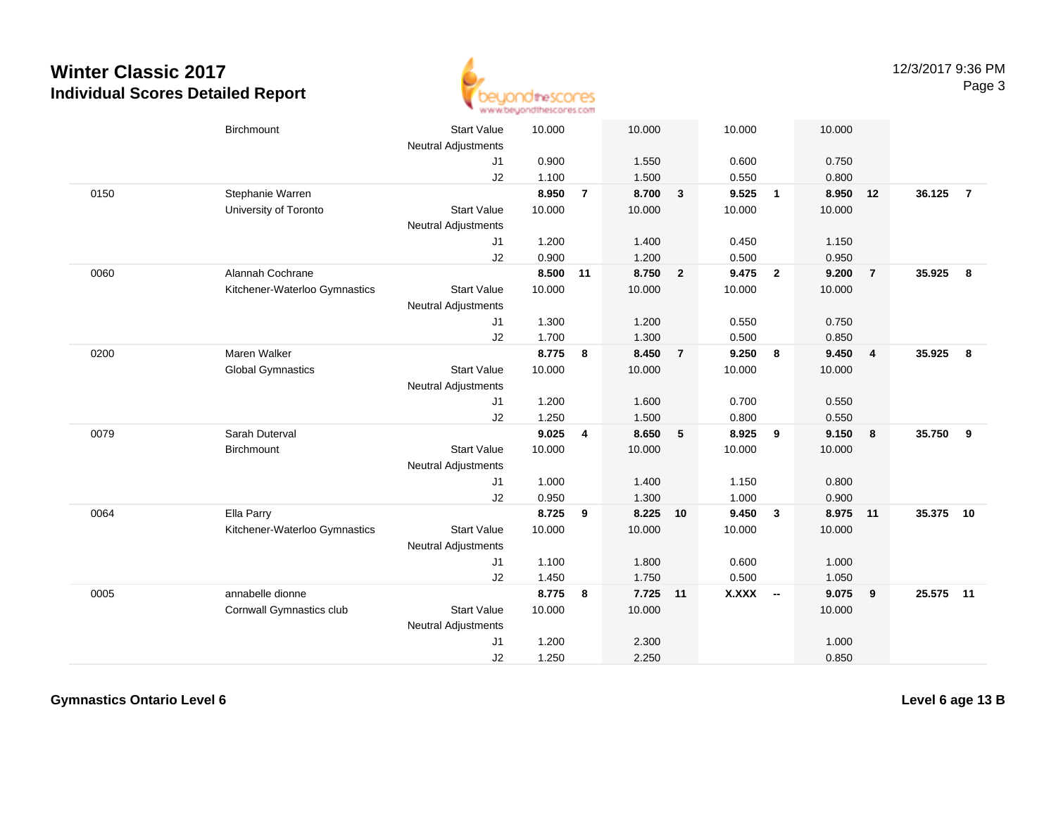# Winter Classic 2017

## Individual Scores Detailed Report

| | | | | | | | | | | | | |
|---|---|---|---|---|---|---|---|---|---|---|---|---|
| | Birchmount | Start Value | 10.000 | | 10.000 | | 10.000 | | 10.000 | | | |
| | | Neutral Adjustments | | | | | | | | | | |
| | | J1 | 0.900 | | 1.550 | | 0.600 | | 0.750 | | | |
| | | J2 | 1.100 | | 1.500 | | 0.550 | | 0.800 | | | |
| 0150 | Stephanie Warren | | **8.950** | **7** | **8.700** | **3** | **9.525** | **1** | **8.950** | **12** | **36.125** | **7** |
| | University of Toronto | Start Value | 10.000 | | 10.000 | | 10.000 | | 10.000 | | | |
| | | Neutral Adjustments | | | | | | | | | | |
| | | J1 | 1.200 | | 1.400 | | 0.450 | | 1.150 | | | |
| | | J2 | 0.900 | | 1.200 | | 0.500 | | 0.950 | | | |
| 0060 | Alannah Cochrane | | **8.500** | **11** | **8.750** | **2** | **9.475** | **2** | **9.200** | **7** | **35.925** | **8** |
| | Kitchener-Waterloo Gymnastics | Start Value | 10.000 | | 10.000 | | 10.000 | | 10.000 | | | |
| | | Neutral Adjustments | | | | | | | | | | |
| | | J1 | 1.300 | | 1.200 | | 0.550 | | 0.750 | | | |
| | | J2 | 1.700 | | 1.300 | | 0.500 | | 0.850 | | | |
| 0200 | Maren Walker | | **8.775** | **8** | **8.450** | **7** | **9.250** | **8** | **9.450** | **4** | **35.925** | **8** |
| | Global Gymnastics | Start Value | 10.000 | | 10.000 | | 10.000 | | 10.000 | | | |
| | | Neutral Adjustments | | | | | | | | | | |
| | | J1 | 1.200 | | 1.600 | | 0.700 | | 0.550 | | | |
| | | J2 | 1.250 | | 1.500 | | 0.800 | | 0.550 | | | |
| 0079 | Sarah Duterval | | **9.025** | **4** | **8.650** | **5** | **8.925** | **9** | **9.150** | **8** | **35.750** | **9** |
| | Birchmount | Start Value | 10.000 | | 10.000 | | 10.000 | | 10.000 | | | |
| | | Neutral Adjustments | | | | | | | | | | |
| | | J1 | 1.000 | | 1.400 | | 1.150 | | 0.800 | | | |
| | | J2 | 0.950 | | 1.300 | | 1.000 | | 0.900 | | | |
| 0064 | Ella Parry | | **8.725** | **9** | **8.225** | **10** | **9.450** | **3** | **8.975** | **11** | **35.375** | **10** |
| | Kitchener-Waterloo Gymnastics | Start Value | 10.000 | | 10.000 | | 10.000 | | 10.000 | | | |
| | | Neutral Adjustments | | | | | | | | | | |
| | | J1 | 1.100 | | 1.800 | | 0.600 | | 1.000 | | | |
| | | J2 | 1.450 | | 1.750 | | 0.500 | | 1.050 | | | |
| 0005 | annabelle dionne | | **8.775** | **8** | **7.725** | **11** | **X.XXX** | **--** | **9.075** | **9** | **25.575** | **11** |
| | Cornwall Gymnastics club | Start Value | 10.000 | | 10.000 | | | | 10.000 | | | |
| | | Neutral Adjustments | | | | | | | | | | |
| | | J1 | 1.200 | | 2.300 | | | | 1.000 | | | |
| | | J2 | 1.250 | | 2.250 | | | | 0.850 | | | |

**Gymnastics Ontario Level 6**

**Level 6 age 13 B**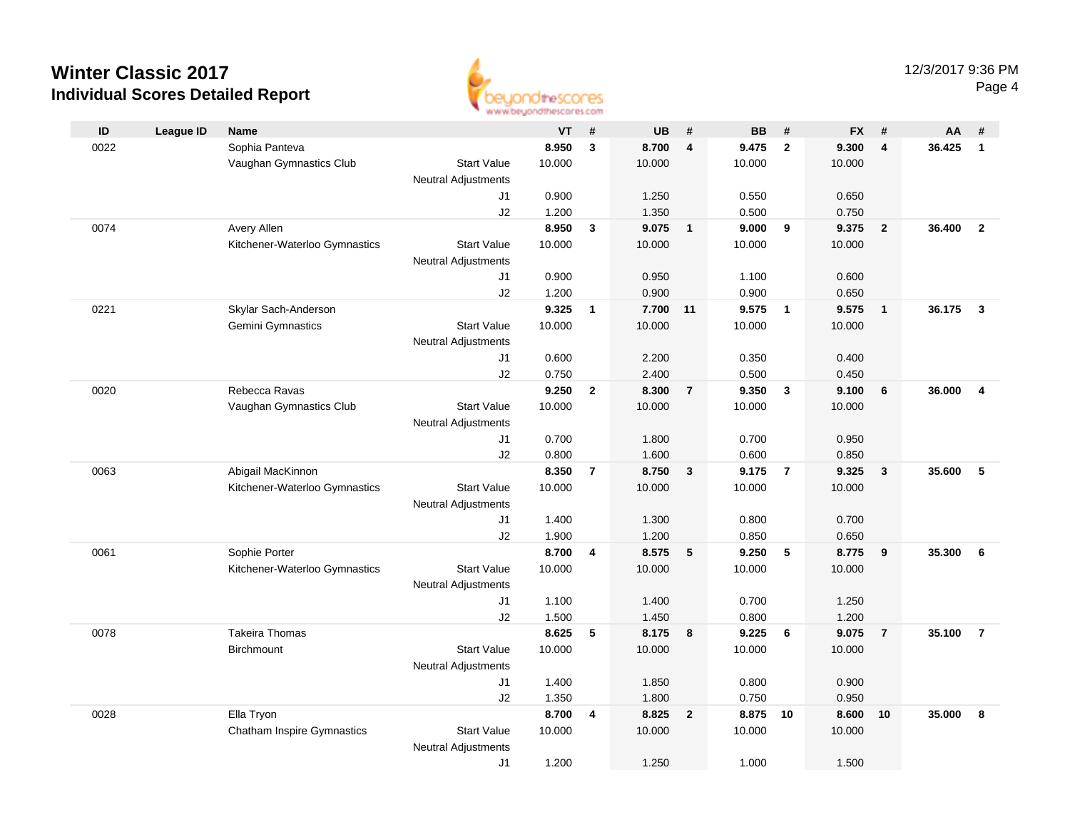# Winter Classic 2017

## Individual Scores Detailed Report

12/3/2017 9:36 PM

| ID | League ID | Name | | VT | # | UB | # | BB | # | FX | # | AA | # |
|---|---|---|---|---|---|---|---|---|---|---|---|---|---|
| 0022 | | Sophia Panteva | | **8.950** | **3** | **8.700** | **4** | **9.475** | **2** | **9.300** | **4** | **36.425** | **1** |
| | | Vaughan Gymnastics Club | Start Value | 10.000 | | 10.000 | | 10.000 | | 10.000 | | | |
| | | | Neutral Adjustments | | | | | | | | | | |
| | | | J1 | 0.900 | | 1.250 | | 0.550 | | 0.650 | | | |
| | | | J2 | 1.200 | | 1.350 | | 0.500 | | 0.750 | | | |
| 0074 | | Avery Allen | | **8.950** | **3** | **9.075** | **1** | **9.000** | **9** | **9.375** | **2** | **36.400** | **2** |
| | | Kitchener-Waterloo Gymnastics | Start Value | 10.000 | | 10.000 | | 10.000 | | 10.000 | | | |
| | | | Neutral Adjustments | | | | | | | | | | |
| | | | J1 | 0.900 | | 0.950 | | 1.100 | | 0.600 | | | |
| | | | J2 | 1.200 | | 0.900 | | 0.900 | | 0.650 | | | |
| 0221 | | Skylar Sach-Anderson | | **9.325** | **1** | **7.700** | **11** | **9.575** | **1** | **9.575** | **1** | **36.175** | **3** |
| | | Gemini Gymnastics | Start Value | 10.000 | | 10.000 | | 10.000 | | 10.000 | | | |
| | | | Neutral Adjustments | | | | | | | | | | |
| | | | J1 | 0.600 | | 2.200 | | 0.350 | | 0.400 | | | |
| | | | J2 | 0.750 | | 2.400 | | 0.500 | | 0.450 | | | |
| 0020 | | Rebecca Ravas | | **9.250** | **2** | **8.300** | **7** | **9.350** | **3** | **9.100** | **6** | **36.000** | **4** |
| | | Vaughan Gymnastics Club | Start Value | 10.000 | | 10.000 | | 10.000 | | 10.000 | | | |
| | | | Neutral Adjustments | | | | | | | | | | |
| | | | J1 | 0.700 | | 1.800 | | 0.700 | | 0.950 | | | |
| | | | J2 | 0.800 | | 1.600 | | 0.600 | | 0.850 | | | |
| 0063 | | Abigail MacKinnon | | **8.350** | **7** | **8.750** | **3** | **9.175** | **7** | **9.325** | **3** | **35.600** | **5** |
| | | Kitchener-Waterloo Gymnastics | Start Value | 10.000 | | 10.000 | | 10.000 | | 10.000 | | | |
| | | | Neutral Adjustments | | | | | | | | | | |
| | | | J1 | 1.400 | | 1.300 | | 0.800 | | 0.700 | | | |
| | | | J2 | 1.900 | | 1.200 | | 0.850 | | 0.650 | | | |
| 0061 | | Sophie Porter | | **8.700** | **4** | **8.575** | **5** | **9.250** | **5** | **8.775** | **9** | **35.300** | **6** |
| | | Kitchener-Waterloo Gymnastics | Start Value | 10.000 | | 10.000 | | 10.000 | | 10.000 | | | |
| | | | Neutral Adjustments | | | | | | | | | | |
| | | | J1 | 1.100 | | 1.400 | | 0.700 | | 1.250 | | | |
| | | | J2 | 1.500 | | 1.450 | | 0.800 | | 1.200 | | | |
| 0078 | | Takeira Thomas | | **8.625** | **5** | **8.175** | **8** | **9.225** | **6** | **9.075** | **7** | **35.100** | **7** |
| | | Birchmount | Start Value | 10.000 | | 10.000 | | 10.000 | | 10.000 | | | |
| | | | Neutral Adjustments | | | | | | | | | | |
| | | | J1 | 1.400 | | 1.850 | | 0.800 | | 0.900 | | | |
| | | | J2 | 1.350 | | 1.800 | | 0.750 | | 0.950 | | | |
| 0028 | | Ella Tryon | | **8.700** | **4** | **8.825** | **2** | **8.875** | **10** | **8.600** | **10** | **35.000** | **8** |
| | | Chatham Inspire Gymnastics | Start Value | 10.000 | | 10.000 | | 10.000 | | 10.000 | | | |
| | | | Neutral Adjustments | | | | | | | | | | |
| | | | J1 | 1.200 | | 1.250 | | 1.000 | | 1.500 | | | |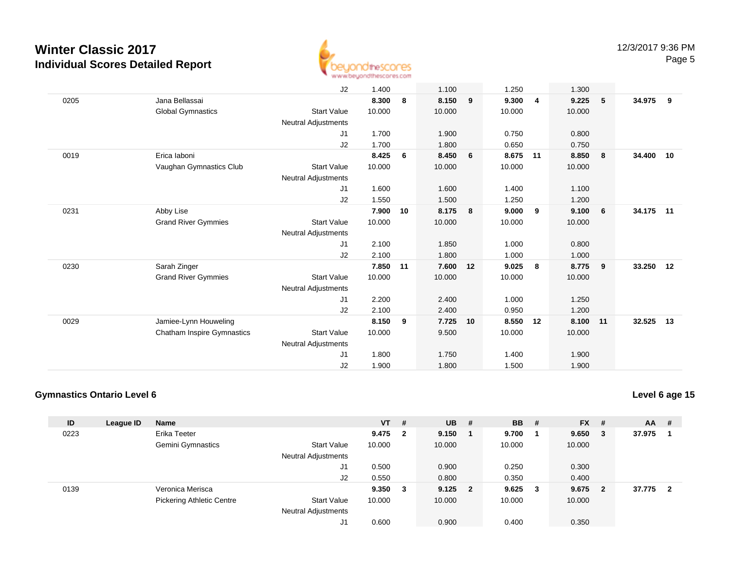# Winter Classic 2017

## Individual Scores Detailed Report

| ID | League ID | Name | | VT | # | UB | # | BB | # | FX | # | AA | # |
|---|---|---|---|---|---|---|---|---|---|---|---|---|---|
| | | | J2 | 1.400 | | 1.100 | | 1.250 | | 1.300 | | | |
| 0205 | | Jana Bellassai | | **8.300** | **8** | **8.150** | **9** | **9.300** | **4** | **9.225** | **5** | **34.975** | **9** |
| | | Global Gymnastics | Start Value | 10.000 | | 10.000 | | 10.000 | | 10.000 | | | |
| | | | Neutral Adjustments | | | | | | | | | | |
| | | | J1 | 1.700 | | 1.900 | | 0.750 | | 0.800 | | | |
| | | | J2 | 1.700 | | 1.800 | | 0.650 | | 0.750 | | | |
| 0019 | | Erica Iaboni | | **8.425** | **6** | **8.450** | **6** | **8.675** | **11** | **8.850** | **8** | **34.400** | **10** |
| | | Vaughan Gymnastics Club | Start Value | 10.000 | | 10.000 | | 10.000 | | 10.000 | | | |
| | | | Neutral Adjustments | | | | | | | | | | |
| | | | J1 | 1.600 | | 1.600 | | 1.400 | | 1.100 | | | |
| | | | J2 | 1.550 | | 1.500 | | 1.250 | | 1.200 | | | |
| 0231 | | Abby Lise | | **7.900** | **10** | **8.175** | **8** | **9.000** | **9** | **9.100** | **6** | **34.175** | **11** |
| | | Grand River Gymmies | Start Value | 10.000 | | 10.000 | | 10.000 | | 10.000 | | | |
| | | | Neutral Adjustments | | | | | | | | | | |
| | | | J1 | 2.100 | | 1.850 | | 1.000 | | 0.800 | | | |
| | | | J2 | 2.100 | | 1.800 | | 1.000 | | 1.000 | | | |
| 0230 | | Sarah Zinger | | **7.850** | **11** | **7.600** | **12** | **9.025** | **8** | **8.775** | **9** | **33.250** | **12** |
| | | Grand River Gymmies | Start Value | 10.000 | | 10.000 | | 10.000 | | 10.000 | | | |
| | | | Neutral Adjustments | | | | | | | | | | |
| | | | J1 | 2.200 | | 2.400 | | 1.000 | | 1.250 | | | |
| | | | J2 | 2.100 | | 2.400 | | 0.950 | | 1.200 | | | |
| 0029 | | Jamiee-Lynn Houweling | | **8.150** | **9** | **7.725** | **10** | **8.550** | **12** | **8.100** | **11** | **32.525** | **13** |
| | | Chatham Inspire Gymnastics | Start Value | 10.000 | | 9.500 | | 10.000 | | 10.000 | | | |
| | | | Neutral Adjustments | | | | | | | | | | |
| | | | J1 | 1.800 | | 1.750 | | 1.400 | | 1.900 | | | |
| | | | J2 | 1.900 | | 1.800 | | 1.500 | | 1.900 | | | |

### Gymnastics Ontario Level 6

**Level 6 age 15**

| ID | League ID | Name | | VT | # | UB | # | BB | # | FX | # | AA | # |
|---|---|---|---|---|---|---|---|---|---|---|---|---|---|
| 0223 | | Erika Teeter | | **9.475** | **2** | **9.150** | **1** | **9.700** | **1** | **9.650** | **3** | **37.975** | **1** |
| | | Gemini Gymnastics | Start Value | 10.000 | | 10.000 | | 10.000 | | 10.000 | | | |
| | | | Neutral Adjustments | | | | | | | | | | |
| | | | J1 | 0.500 | | 0.900 | | 0.250 | | 0.300 | | | |
| | | | J2 | 0.550 | | 0.800 | | 0.350 | | 0.400 | | | |
| 0139 | | Veronica Merisca | | **9.350** | **3** | **9.125** | **2** | **9.625** | **3** | **9.675** | **2** | **37.775** | **2** |
| | | Pickering Athletic Centre | Start Value | 10.000 | | 10.000 | | 10.000 | | 10.000 | | | |
| | | | Neutral Adjustments | | | | | | | | | | |
| | | | J1 | 0.600 | | 0.900 | | 0.400 | | 0.350 | | | |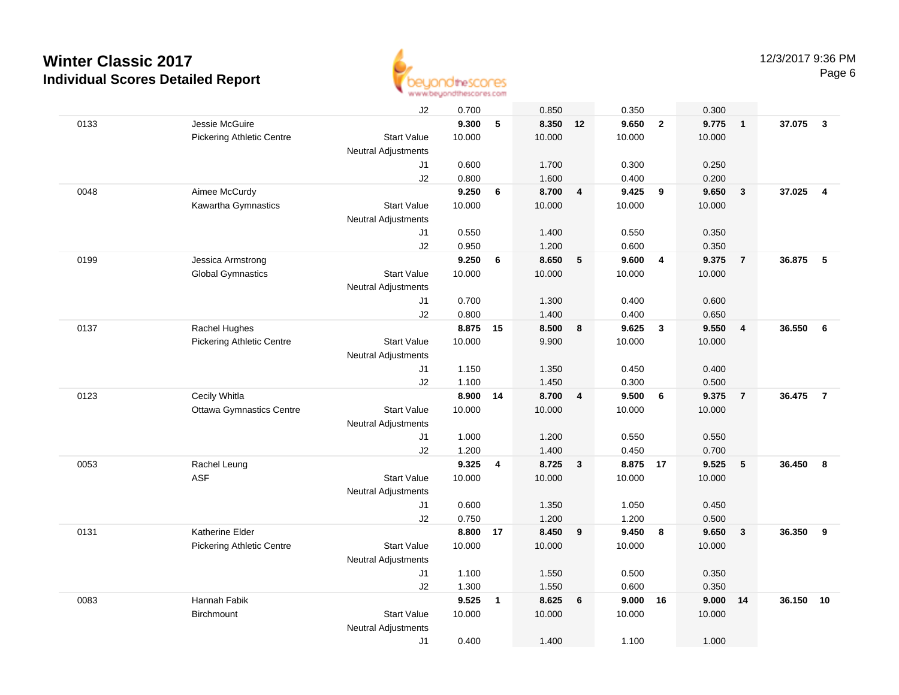# Winter Classic 2017

## Individual Scores Detailed Report

| | | | | | | | | | | | | |
|---|---|---|---|---|---|---|---|---|---|---|---|---|
| | | J2 | 0.700 | | 0.850 | | 0.350 | | 0.300 | | | |
| 0133 | Jessie McGuire | | **9.300** | **5** | **8.350** | **12** | **9.650** | **2** | **9.775** | **1** | **37.075** | **3** |
| | Pickering Athletic Centre | Start Value | 10.000 | | 10.000 | | 10.000 | | 10.000 | | | |
| | | Neutral Adjustments | | | | | | | | | | |
| | | J1 | 0.600 | | 1.700 | | 0.300 | | 0.250 | | | |
| | | J2 | 0.800 | | 1.600 | | 0.400 | | 0.200 | | | |
| 0048 | Aimee McCurdy | | **9.250** | **6** | **8.700** | **4** | **9.425** | **9** | **9.650** | **3** | **37.025** | **4** |
| | Kawartha Gymnastics | Start Value | 10.000 | | 10.000 | | 10.000 | | 10.000 | | | |
| | | Neutral Adjustments | | | | | | | | | | |
| | | J1 | 0.550 | | 1.400 | | 0.550 | | 0.350 | | | |
| | | J2 | 0.950 | | 1.200 | | 0.600 | | 0.350 | | | |
| 0199 | Jessica Armstrong | | **9.250** | **6** | **8.650** | **5** | **9.600** | **4** | **9.375** | **7** | **36.875** | **5** |
| | Global Gymnastics | Start Value | 10.000 | | 10.000 | | 10.000 | | 10.000 | | | |
| | | Neutral Adjustments | | | | | | | | | | |
| | | J1 | 0.700 | | 1.300 | | 0.400 | | 0.600 | | | |
| | | J2 | 0.800 | | 1.400 | | 0.400 | | 0.650 | | | |
| 0137 | Rachel Hughes | | **8.875** | **15** | **8.500** | **8** | **9.625** | **3** | **9.550** | **4** | **36.550** | **6** |
| | Pickering Athletic Centre | Start Value | 10.000 | | 9.900 | | 10.000 | | 10.000 | | | |
| | | Neutral Adjustments | | | | | | | | | | |
| | | J1 | 1.150 | | 1.350 | | 0.450 | | 0.400 | | | |
| | | J2 | 1.100 | | 1.450 | | 0.300 | | 0.500 | | | |
| 0123 | Cecily Whitla | | **8.900** | **14** | **8.700** | **4** | **9.500** | **6** | **9.375** | **7** | **36.475** | **7** |
| | Ottawa Gymnastics Centre | Start Value | 10.000 | | 10.000 | | 10.000 | | 10.000 | | | |
| | | Neutral Adjustments | | | | | | | | | | |
| | | J1 | 1.000 | | 1.200 | | 0.550 | | 0.550 | | | |
| | | J2 | 1.200 | | 1.400 | | 0.450 | | 0.700 | | | |
| 0053 | Rachel Leung | | **9.325** | **4** | **8.725** | **3** | **8.875** | **17** | **9.525** | **5** | **36.450** | **8** |
| | ASF | Start Value | 10.000 | | 10.000 | | 10.000 | | 10.000 | | | |
| | | Neutral Adjustments | | | | | | | | | | |
| | | J1 | 0.600 | | 1.350 | | 1.050 | | 0.450 | | | |
| | | J2 | 0.750 | | 1.200 | | 1.200 | | 0.500 | | | |
| 0131 | Katherine Elder | | **8.800** | **17** | **8.450** | **9** | **9.450** | **8** | **9.650** | **3** | **36.350** | **9** |
| | Pickering Athletic Centre | Start Value | 10.000 | | 10.000 | | 10.000 | | 10.000 | | | |
| | | Neutral Adjustments | | | | | | | | | | |
| | | J1 | 1.100 | | 1.550 | | 0.500 | | 0.350 | | | |
| | | J2 | 1.300 | | 1.550 | | 0.600 | | 0.350 | | | |
| 0083 | Hannah Fabik | | **9.525** | **1** | **8.625** | **6** | **9.000** | **16** | **9.000** | **14** | **36.150** | **10** |
| | Birchmount | Start Value | 10.000 | | 10.000 | | 10.000 | | 10.000 | | | |
| | | Neutral Adjustments | | | | | | | | | | |
| | | J1 | 0.400 | | 1.400 | | 1.100 | | 1.000 | | | |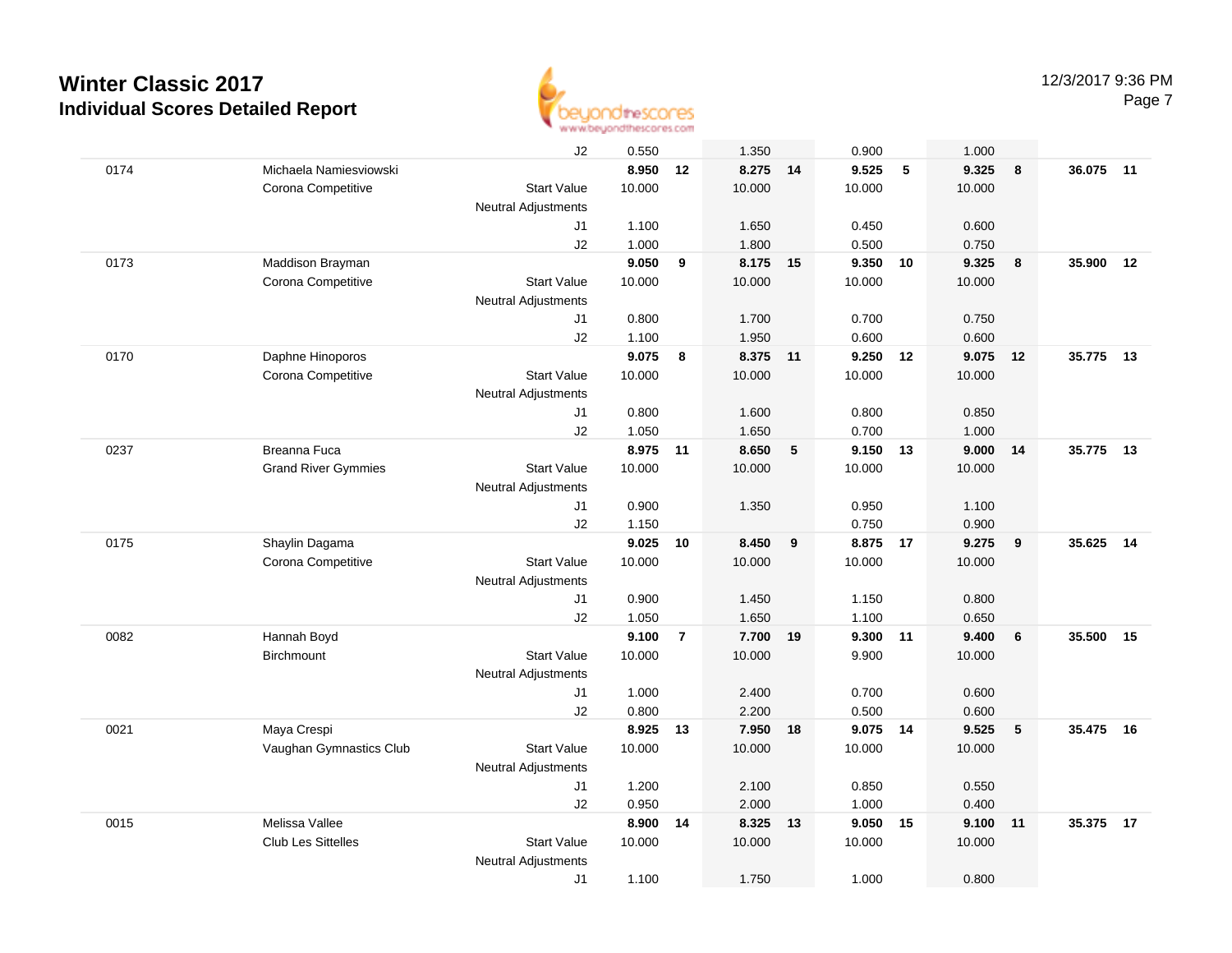# Winter Classic 2017

## Individual Scores Detailed Report

| | | | | | | | | | | | | |
|---|---|---|---|---|---|---|---|---|---|---|---|---|
| | | J2 | 0.550 | | 1.350 | | 0.900 | | 1.000 | | | |
| 0174 | Michaela Namiesviowski | | **8.950** | **12** | **8.275** | **14** | **9.525** | **5** | **9.325** | **8** | **36.075** | **11** |
| | Corona Competitive | Start Value | 10.000 | | 10.000 | | 10.000 | | 10.000 | | | |
| | | Neutral Adjustments | | | | | | | | | | |
| | | J1 | 1.100 | | 1.650 | | 0.450 | | 0.600 | | | |
| | | J2 | 1.000 | | 1.800 | | 0.500 | | 0.750 | | | |
| 0173 | Maddison Brayman | | **9.050** | **9** | **8.175** | **15** | **9.350** | **10** | **9.325** | **8** | **35.900** | **12** |
| | Corona Competitive | Start Value | 10.000 | | 10.000 | | 10.000 | | 10.000 | | | |
| | | Neutral Adjustments | | | | | | | | | | |
| | | J1 | 0.800 | | 1.700 | | 0.700 | | 0.750 | | | |
| | | J2 | 1.100 | | 1.950 | | 0.600 | | 0.600 | | | |
| 0170 | Daphne Hinoporos | | **9.075** | **8** | **8.375** | **11** | **9.250** | **12** | **9.075** | **12** | **35.775** | **13** |
| | Corona Competitive | Start Value | 10.000 | | 10.000 | | 10.000 | | 10.000 | | | |
| | | Neutral Adjustments | | | | | | | | | | |
| | | J1 | 0.800 | | 1.600 | | 0.800 | | 0.850 | | | |
| | | J2 | 1.050 | | 1.650 | | 0.700 | | 1.000 | | | |
| 0237 | Breanna Fuca | | **8.975** | **11** | **8.650** | **5** | **9.150** | **13** | **9.000** | **14** | **35.775** | **13** |
| | Grand River Gymmies | Start Value | 10.000 | | 10.000 | | 10.000 | | 10.000 | | | |
| | | Neutral Adjustments | | | | | | | | | | |
| | | J1 | 0.900 | | 1.350 | | 0.950 | | 1.100 | | | |
| | | J2 | 1.150 | | | | 0.750 | | 0.900 | | | |
| 0175 | Shaylin Dagama | | **9.025** | **10** | **8.450** | **9** | **8.875** | **17** | **9.275** | **9** | **35.625** | **14** |
| | Corona Competitive | Start Value | 10.000 | | 10.000 | | 10.000 | | 10.000 | | | |
| | | Neutral Adjustments | | | | | | | | | | |
| | | J1 | 0.900 | | 1.450 | | 1.150 | | 0.800 | | | |
| | | J2 | 1.050 | | 1.650 | | 1.100 | | 0.650 | | | |
| 0082 | Hannah Boyd | | **9.100** | **7** | **7.700** | **19** | **9.300** | **11** | **9.400** | **6** | **35.500** | **15** |
| | Birchmount | Start Value | 10.000 | | 10.000 | | 9.900 | | 10.000 | | | |
| | | Neutral Adjustments | | | | | | | | | | |
| | | J1 | 1.000 | | 2.400 | | 0.700 | | 0.600 | | | |
| | | J2 | 0.800 | | 2.200 | | 0.500 | | 0.600 | | | |
| 0021 | Maya Crespi | | **8.925** | **13** | **7.950** | **18** | **9.075** | **14** | **9.525** | **5** | **35.475** | **16** |
| | Vaughan Gymnastics Club | Start Value | 10.000 | | 10.000 | | 10.000 | | 10.000 | | | |
| | | Neutral Adjustments | | | | | | | | | | |
| | | J1 | 1.200 | | 2.100 | | 0.850 | | 0.550 | | | |
| | | J2 | 0.950 | | 2.000 | | 1.000 | | 0.400 | | | |
| 0015 | Melissa Vallee | | **8.900** | **14** | **8.325** | **13** | **9.050** | **15** | **9.100** | **11** | **35.375** | **17** |
| | Club Les Sittelles | Start Value | 10.000 | | 10.000 | | 10.000 | | 10.000 | | | |
| | | Neutral Adjustments | | | | | | | | | | |
| | | J1 | 1.100 | | 1.750 | | 1.000 | | 0.800 | | | |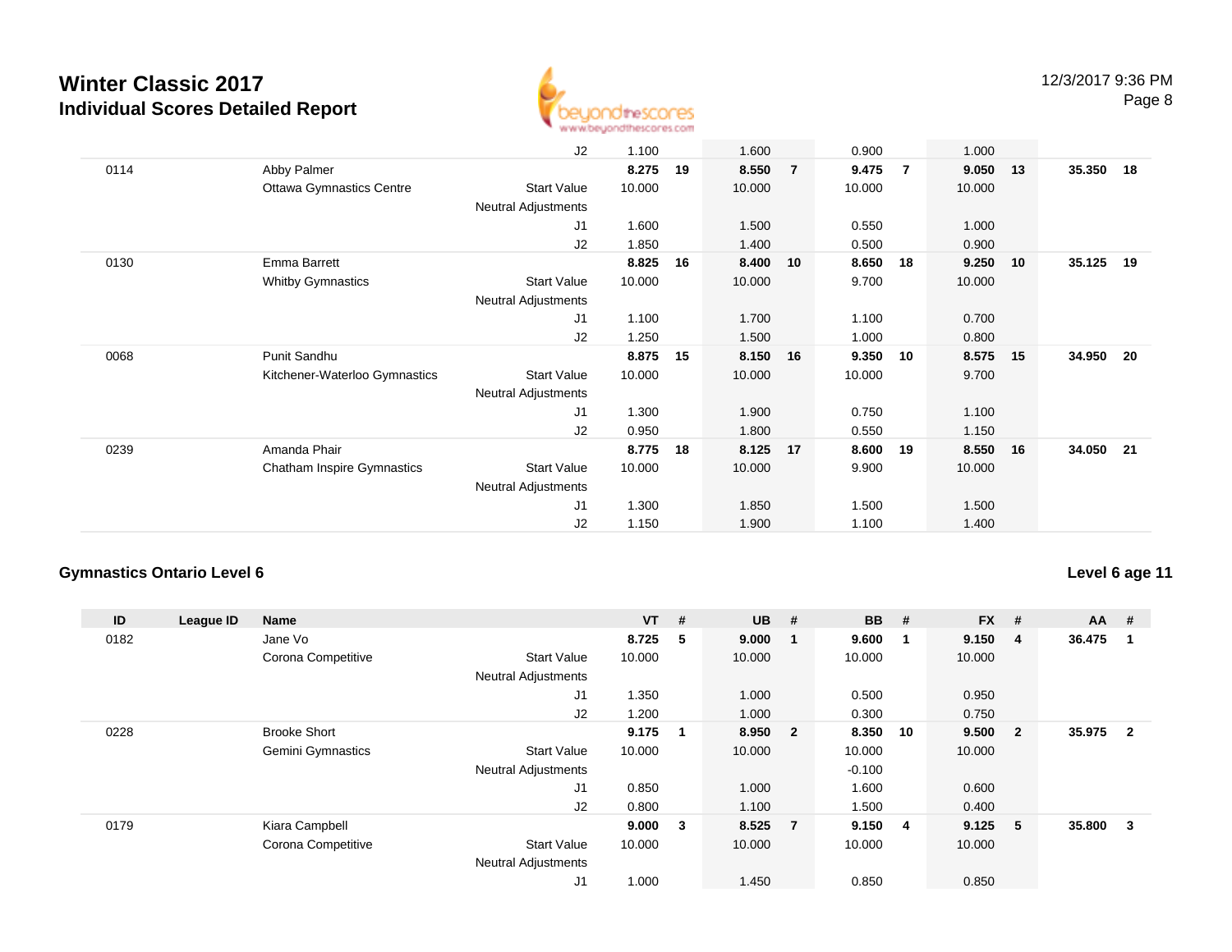# Winter Classic 2017

## Individual Scores Detailed Report

12/3/2017 9:36 PM

| ID | League ID | Name | | VT | # | UB | # | BB | # | FX | # | AA | # |
|---|---|---|---|---|---|---|---|---|---|---|---|---|---|
| | | | J2 | 1.100 | | 1.600 | | 0.900 | | 1.000 | | | |
| 0114 | | Abby Palmer | | **8.275** | **19** | **8.550** | **7** | **9.475** | **7** | **9.050** | **13** | **35.350** | **18** |
| | | Ottawa Gymnastics Centre | Start Value | 10.000 | | 10.000 | | 10.000 | | 10.000 | | | |
| | | | Neutral Adjustments | | | | | | | | | | |
| | | | J1 | 1.600 | | 1.500 | | 0.550 | | 1.000 | | | |
| | | | J2 | 1.850 | | 1.400 | | 0.500 | | 0.900 | | | |
| 0130 | | Emma Barrett | | **8.825** | **16** | **8.400** | **10** | **8.650** | **18** | **9.250** | **10** | **35.125** | **19** |
| | | Whitby Gymnastics | Start Value | 10.000 | | 10.000 | | 9.700 | | 10.000 | | | |
| | | | Neutral Adjustments | | | | | | | | | | |
| | | | J1 | 1.100 | | 1.700 | | 1.100 | | 0.700 | | | |
| | | | J2 | 1.250 | | 1.500 | | 1.000 | | 0.800 | | | |
| 0068 | | Punit Sandhu | | **8.875** | **15** | **8.150** | **16** | **9.350** | **10** | **8.575** | **15** | **34.950** | **20** |
| | | Kitchener-Waterloo Gymnastics | Start Value | 10.000 | | 10.000 | | 10.000 | | 9.700 | | | |
| | | | Neutral Adjustments | | | | | | | | | | |
| | | | J1 | 1.300 | | 1.900 | | 0.750 | | 1.100 | | | |
| | | | J2 | 0.950 | | 1.800 | | 0.550 | | 1.150 | | | |
| 0239 | | Amanda Phair | | **8.775** | **18** | **8.125** | **17** | **8.600** | **19** | **8.550** | **16** | **34.050** | **21** |
| | | Chatham Inspire Gymnastics | Start Value | 10.000 | | 10.000 | | 9.900 | | 10.000 | | | |
| | | | Neutral Adjustments | | | | | | | | | | |
| | | | J1 | 1.300 | | 1.850 | | 1.500 | | 1.500 | | | |
| | | | J2 | 1.150 | | 1.900 | | 1.100 | | 1.400 | | | |

### Gymnastics Ontario Level 6

**Level 6 age 11**

| ID | League ID | Name | | VT | # | UB | # | BB | # | FX | # | AA | # |
|---|---|---|---|---|---|---|---|---|---|---|---|---|---|
| 0182 | | Jane Vo | | **8.725** | **5** | **9.000** | **1** | **9.600** | **1** | **9.150** | **4** | **36.475** | **1** |
| | | Corona Competitive | Start Value | 10.000 | | 10.000 | | 10.000 | | 10.000 | | | |
| | | | Neutral Adjustments | | | | | | | | | | |
| | | | J1 | 1.350 | | 1.000 | | 0.500 | | 0.950 | | | |
| | | | J2 | 1.200 | | 1.000 | | 0.300 | | 0.750 | | | |
| 0228 | | Brooke Short | | **9.175** | **1** | **8.950** | **2** | **8.350** | **10** | **9.500** | **2** | **35.975** | **2** |
| | | Gemini Gymnastics | Start Value | 10.000 | | 10.000 | | 10.000 | | 10.000 | | | |
| | | | Neutral Adjustments | | | | | -0.100 | | | | | |
| | | | J1 | 0.850 | | 1.000 | | 1.600 | | 0.600 | | | |
| | | | J2 | 0.800 | | 1.100 | | 1.500 | | 0.400 | | | |
| 0179 | | Kiara Campbell | | **9.000** | **3** | **8.525** | **7** | **9.150** | **4** | **9.125** | **5** | **35.800** | **3** |
| | | Corona Competitive | Start Value | 10.000 | | 10.000 | | 10.000 | | 10.000 | | | |
| | | | Neutral Adjustments | | | | | | | | | | |
| | | | J1 | 1.000 | | 1.450 | | 0.850 | | 0.850 | | | |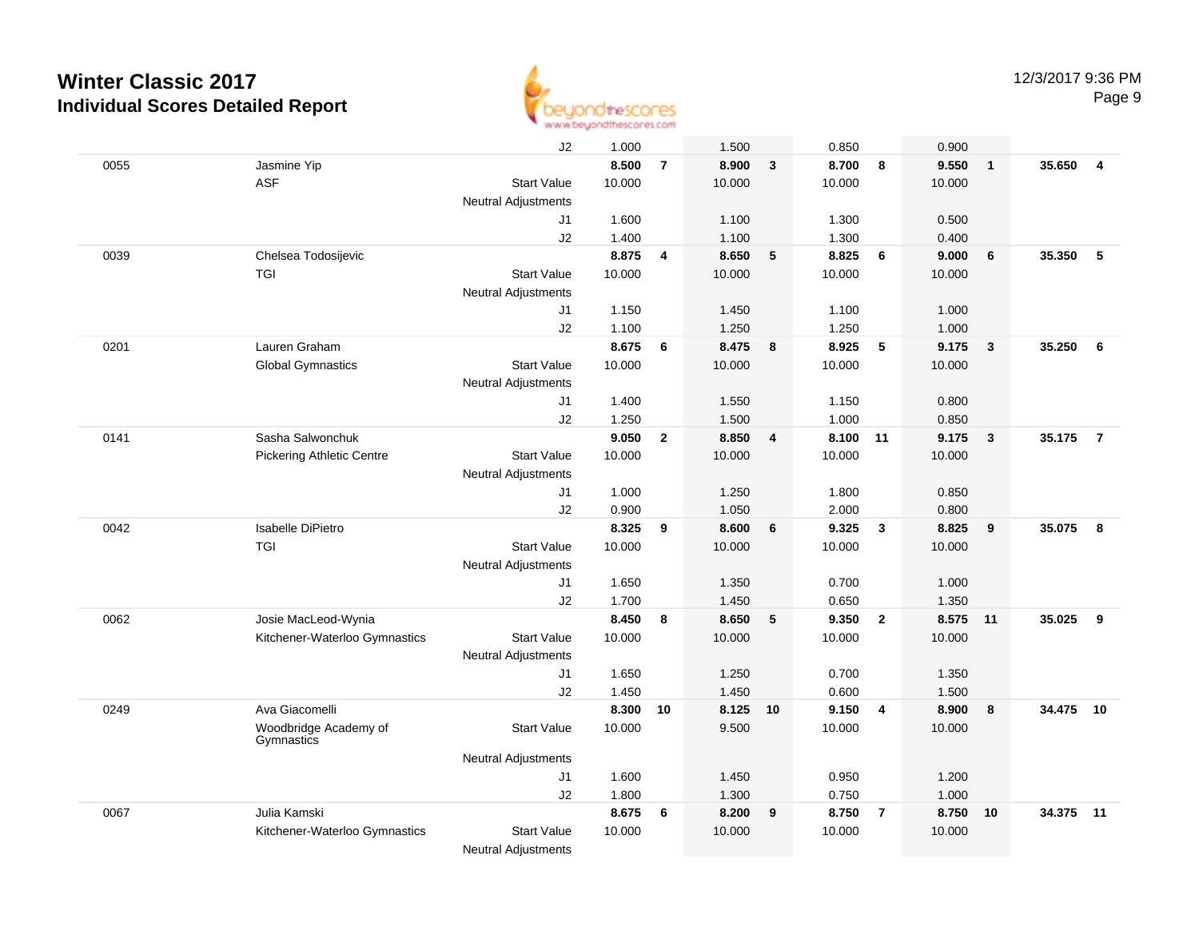# Winter Classic 2017
## Individual Scores Detailed Report

| | | | | | | | | | | | | |
|---|---|---|---|---|---|---|---|---|---|---|---|---|
| | | J2 | 1.000 | | 1.500 | | 0.850 | | 0.900 | | | |
| 0055 | Jasmine Yip | | **8.500** | **7** | **8.900** | **3** | **8.700** | **8** | **9.550** | **1** | **35.650** | **4** |
| | ASF | Start Value | 10.000 | | 10.000 | | 10.000 | | 10.000 | | | |
| | | Neutral Adjustments | | | | | | | | | | |
| | | J1 | 1.600 | | 1.100 | | 1.300 | | 0.500 | | | |
| | | J2 | 1.400 | | 1.100 | | 1.300 | | 0.400 | | | |
| 0039 | Chelsea Todosijevic | | **8.875** | **4** | **8.650** | **5** | **8.825** | **6** | **9.000** | **6** | **35.350** | **5** |
| | TGI | Start Value | 10.000 | | 10.000 | | 10.000 | | 10.000 | | | |
| | | Neutral Adjustments | | | | | | | | | | |
| | | J1 | 1.150 | | 1.450 | | 1.100 | | 1.000 | | | |
| | | J2 | 1.100 | | 1.250 | | 1.250 | | 1.000 | | | |
| 0201 | Lauren Graham | | **8.675** | **6** | **8.475** | **8** | **8.925** | **5** | **9.175** | **3** | **35.250** | **6** |
| | Global Gymnastics | Start Value | 10.000 | | 10.000 | | 10.000 | | 10.000 | | | |
| | | Neutral Adjustments | | | | | | | | | | |
| | | J1 | 1.400 | | 1.550 | | 1.150 | | 0.800 | | | |
| | | J2 | 1.250 | | 1.500 | | 1.000 | | 0.850 | | | |
| 0141 | Sasha Salwonchuk | | **9.050** | **2** | **8.850** | **4** | **8.100** | **11** | **9.175** | **3** | **35.175** | **7** |
| | Pickering Athletic Centre | Start Value | 10.000 | | 10.000 | | 10.000 | | 10.000 | | | |
| | | Neutral Adjustments | | | | | | | | | | |
| | | J1 | 1.000 | | 1.250 | | 1.800 | | 0.850 | | | |
| | | J2 | 0.900 | | 1.050 | | 2.000 | | 0.800 | | | |
| 0042 | Isabelle DiPietro | | **8.325** | **9** | **8.600** | **6** | **9.325** | **3** | **8.825** | **9** | **35.075** | **8** |
| | TGI | Start Value | 10.000 | | 10.000 | | 10.000 | | 10.000 | | | |
| | | Neutral Adjustments | | | | | | | | | | |
| | | J1 | 1.650 | | 1.350 | | 0.700 | | 1.000 | | | |
| | | J2 | 1.700 | | 1.450 | | 0.650 | | 1.350 | | | |
| 0062 | Josie MacLeod-Wynia | | **8.450** | **8** | **8.650** | **5** | **9.350** | **2** | **8.575** | **11** | **35.025** | **9** |
| | Kitchener-Waterloo Gymnastics | Start Value | 10.000 | | 10.000 | | 10.000 | | 10.000 | | | |
| | | Neutral Adjustments | | | | | | | | | | |
| | | J1 | 1.650 | | 1.250 | | 0.700 | | 1.350 | | | |
| | | J2 | 1.450 | | 1.450 | | 0.600 | | 1.500 | | | |
| 0249 | Ava Giacomelli | | **8.300** | **10** | **8.125** | **10** | **9.150** | **4** | **8.900** | **8** | **34.475** | **10** |
| | Woodbridge Academy of Gymnastics | Start Value | 10.000 | | 9.500 | | 10.000 | | 10.000 | | | |
| | | Neutral Adjustments | | | | | | | | | | |
| | | J1 | 1.600 | | 1.450 | | 0.950 | | 1.200 | | | |
| | | J2 | 1.800 | | 1.300 | | 0.750 | | 1.000 | | | |
| 0067 | Julia Kamski | | **8.675** | **6** | **8.200** | **9** | **8.750** | **7** | **8.750** | **10** | **34.375** | **11** |
| | Kitchener-Waterloo Gymnastics | Start Value | 10.000 | | 10.000 | | 10.000 | | 10.000 | | | |
| | | Neutral Adjustments | | | | | | | | | | |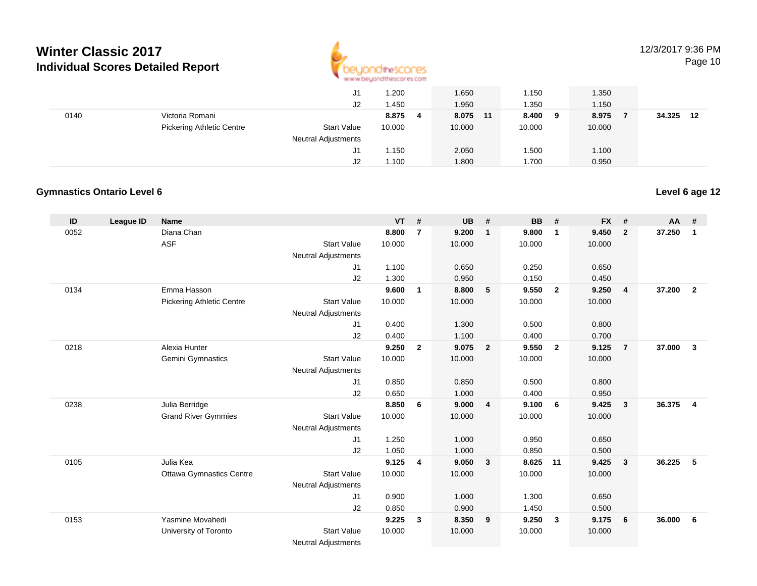# Winter Classic 2017
## Individual Scores Detailed Report

| ID | League ID | Name | | VT | # | UB | # | BB | # | FX | # | AA | # |
|---|---|---|---|---|---|---|---|---|---|---|---|---|---|
| | | | J1 | 1.200 | | 1.650 | | 1.150 | | 1.350 | | | |
| | | | J2 | 1.450 | | 1.950 | | 1.350 | | 1.150 | | | |
| 0140 | | Victoria Romani | | **8.875** | **4** | **8.075** | **11** | **8.400** | **9** | **8.975** | **7** | **34.325** | **12** |
| | | Pickering Athletic Centre | Start Value | 10.000 | | 10.000 | | 10.000 | | 10.000 | | | |
| | | | Neutral Adjustments | | | | | | | | | | |
| | | | J1 | 1.150 | | 2.050 | | 1.500 | | 1.100 | | | |
| | | | J2 | 1.100 | | 1.800 | | 1.700 | | 0.950 | | | |

### Gymnastics Ontario Level 6

**Level 6 age 12**

| ID | League ID | Name | | VT | # | UB | # | BB | # | FX | # | AA | # |
|---|---|---|---|---|---|---|---|---|---|---|---|---|---|
| 0052 | | Diana Chan | | **8.800** | **7** | **9.200** | **1** | **9.800** | **1** | **9.450** | **2** | **37.250** | **1** |
| | | ASF | Start Value | 10.000 | | 10.000 | | 10.000 | | 10.000 | | | |
| | | | Neutral Adjustments | | | | | | | | | | |
| | | | J1 | 1.100 | | 0.650 | | 0.250 | | 0.650 | | | |
| | | | J2 | 1.300 | | 0.950 | | 0.150 | | 0.450 | | | |
| 0134 | | Emma Hasson | | **9.600** | **1** | **8.800** | **5** | **9.550** | **2** | **9.250** | **4** | **37.200** | **2** |
| | | Pickering Athletic Centre | Start Value | 10.000 | | 10.000 | | 10.000 | | 10.000 | | | |
| | | | Neutral Adjustments | | | | | | | | | | |
| | | | J1 | 0.400 | | 1.300 | | 0.500 | | 0.800 | | | |
| | | | J2 | 0.400 | | 1.100 | | 0.400 | | 0.700 | | | |
| 0218 | | Alexia Hunter | | **9.250** | **2** | **9.075** | **2** | **9.550** | **2** | **9.125** | **7** | **37.000** | **3** |
| | | Gemini Gymnastics | Start Value | 10.000 | | 10.000 | | 10.000 | | 10.000 | | | |
| | | | Neutral Adjustments | | | | | | | | | | |
| | | | J1 | 0.850 | | 0.850 | | 0.500 | | 0.800 | | | |
| | | | J2 | 0.650 | | 1.000 | | 0.400 | | 0.950 | | | |
| 0238 | | Julia Berridge | | **8.850** | **6** | **9.000** | **4** | **9.100** | **6** | **9.425** | **3** | **36.375** | **4** |
| | | Grand River Gymmies | Start Value | 10.000 | | 10.000 | | 10.000 | | 10.000 | | | |
| | | | Neutral Adjustments | | | | | | | | | | |
| | | | J1 | 1.250 | | 1.000 | | 0.950 | | 0.650 | | | |
| | | | J2 | 1.050 | | 1.000 | | 0.850 | | 0.500 | | | |
| 0105 | | Julia Kea | | **9.125** | **4** | **9.050** | **3** | **8.625** | **11** | **9.425** | **3** | **36.225** | **5** |
| | | Ottawa Gymnastics Centre | Start Value | 10.000 | | 10.000 | | 10.000 | | 10.000 | | | |
| | | | Neutral Adjustments | | | | | | | | | | |
| | | | J1 | 0.900 | | 1.000 | | 1.300 | | 0.650 | | | |
| | | | J2 | 0.850 | | 0.900 | | 1.450 | | 0.500 | | | |
| 0153 | | Yasmine Movahedi | | **9.225** | **3** | **8.350** | **9** | **9.250** | **3** | **9.175** | **6** | **36.000** | **6** |
| | | University of Toronto | Start Value | 10.000 | | 10.000 | | 10.000 | | 10.000 | | | |
| | | | Neutral Adjustments | | | | | | | | | | |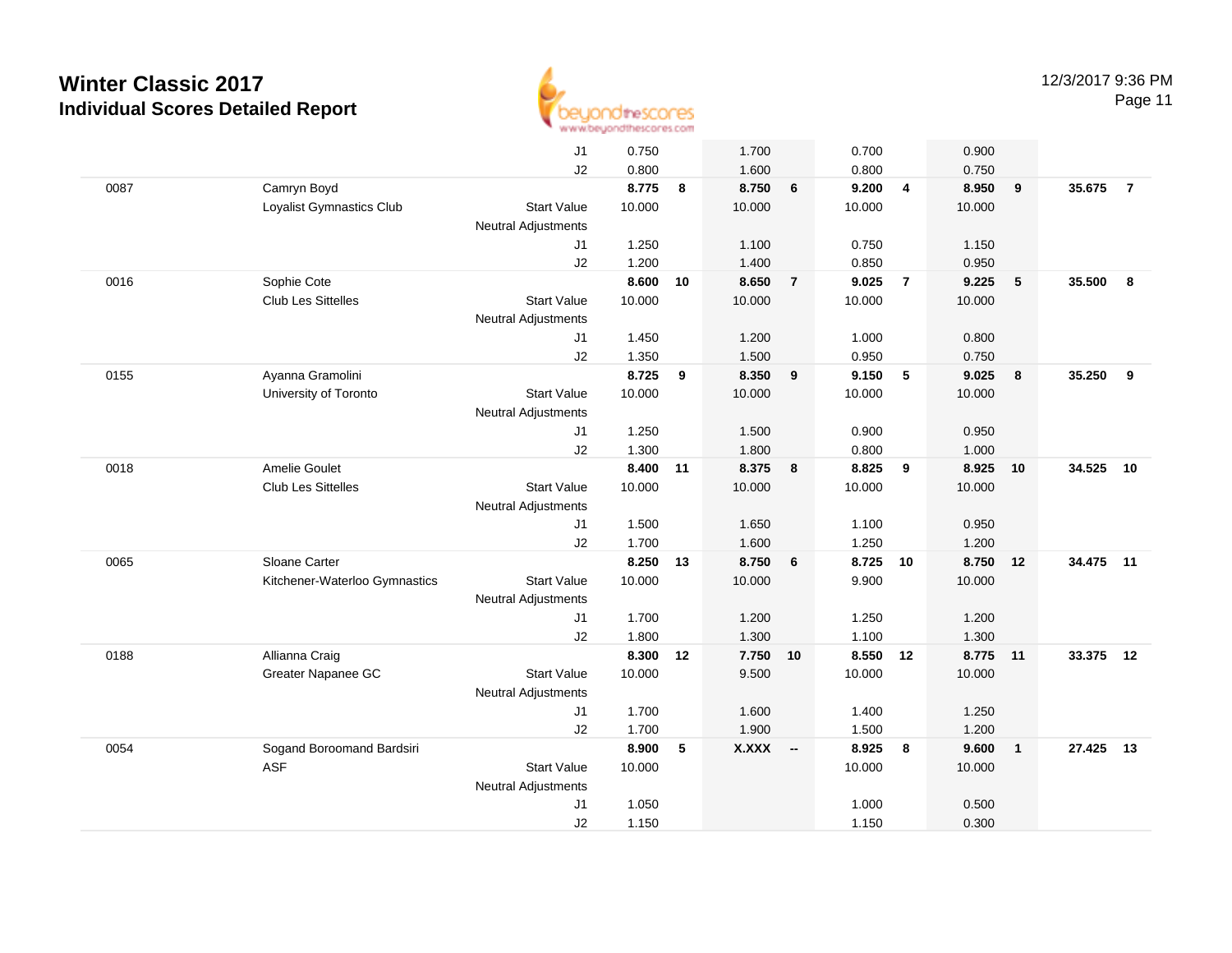# Winter Classic 2017

## Individual Scores Detailed Report

12/3/2017 9:36 PM

| | | | | | | | | | | | | |
|---|---|---|---|---|---|---|---|---|---|---|---|---|
| | | J1 | 0.750 | | 1.700 | | 0.700 | | 0.900 | | | |
| | | J2 | 0.800 | | 1.600 | | 0.800 | | 0.750 | | | |
| 0087 | Camryn Boyd | | **8.775** | **8** | **8.750** | **6** | **9.200** | **4** | **8.950** | **9** | **35.675** | **7** |
| | Loyalist Gymnastics Club | Start Value | 10.000 | | 10.000 | | 10.000 | | 10.000 | | | |
| | | Neutral Adjustments | | | | | | | | | | |
| | | J1 | 1.250 | | 1.100 | | 0.750 | | 1.150 | | | |
| | | J2 | 1.200 | | 1.400 | | 0.850 | | 0.950 | | | |
| 0016 | Sophie Cote | | **8.600** | **10** | **8.650** | **7** | **9.025** | **7** | **9.225** | **5** | **35.500** | **8** |
| | Club Les Sittelles | Start Value | 10.000 | | 10.000 | | 10.000 | | 10.000 | | | |
| | | Neutral Adjustments | | | | | | | | | | |
| | | J1 | 1.450 | | 1.200 | | 1.000 | | 0.800 | | | |
| | | J2 | 1.350 | | 1.500 | | 0.950 | | 0.750 | | | |
| 0155 | Ayanna Gramolini | | **8.725** | **9** | **8.350** | **9** | **9.150** | **5** | **9.025** | **8** | **35.250** | **9** |
| | University of Toronto | Start Value | 10.000 | | 10.000 | | 10.000 | | 10.000 | | | |
| | | Neutral Adjustments | | | | | | | | | | |
| | | J1 | 1.250 | | 1.500 | | 0.900 | | 0.950 | | | |
| | | J2 | 1.300 | | 1.800 | | 0.800 | | 1.000 | | | |
| 0018 | Amelie Goulet | | **8.400** | **11** | **8.375** | **8** | **8.825** | **9** | **8.925** | **10** | **34.525** | **10** |
| | Club Les Sittelles | Start Value | 10.000 | | 10.000 | | 10.000 | | 10.000 | | | |
| | | Neutral Adjustments | | | | | | | | | | |
| | | J1 | 1.500 | | 1.650 | | 1.100 | | 0.950 | | | |
| | | J2 | 1.700 | | 1.600 | | 1.250 | | 1.200 | | | |
| 0065 | Sloane Carter | | **8.250** | **13** | **8.750** | **6** | **8.725** | **10** | **8.750** | **12** | **34.475** | **11** |
| | Kitchener-Waterloo Gymnastics | Start Value | 10.000 | | 10.000 | | 9.900 | | 10.000 | | | |
| | | Neutral Adjustments | | | | | | | | | | |
| | | J1 | 1.700 | | 1.200 | | 1.250 | | 1.200 | | | |
| | | J2 | 1.800 | | 1.300 | | 1.100 | | 1.300 | | | |
| 0188 | Allianna Craig | | **8.300** | **12** | **7.750** | **10** | **8.550** | **12** | **8.775** | **11** | **33.375** | **12** |
| | Greater Napanee GC | Start Value | 10.000 | | 9.500 | | 10.000 | | 10.000 | | | |
| | | Neutral Adjustments | | | | | | | | | | |
| | | J1 | 1.700 | | 1.600 | | 1.400 | | 1.250 | | | |
| | | J2 | 1.700 | | 1.900 | | 1.500 | | 1.200 | | | |
| 0054 | Sogand Boroomand Bardsiri | | **8.900** | **5** | **X.XXX** | **--** | **8.925** | **8** | **9.600** | **1** | **27.425** | **13** |
| | ASF | Start Value | 10.000 | | | | 10.000 | | 10.000 | | | |
| | | Neutral Adjustments | | | | | | | | | | |
| | | J1 | 1.050 | | | | 1.000 | | 0.500 | | | |
| | | J2 | 1.150 | | | | 1.150 | | 0.300 | | | |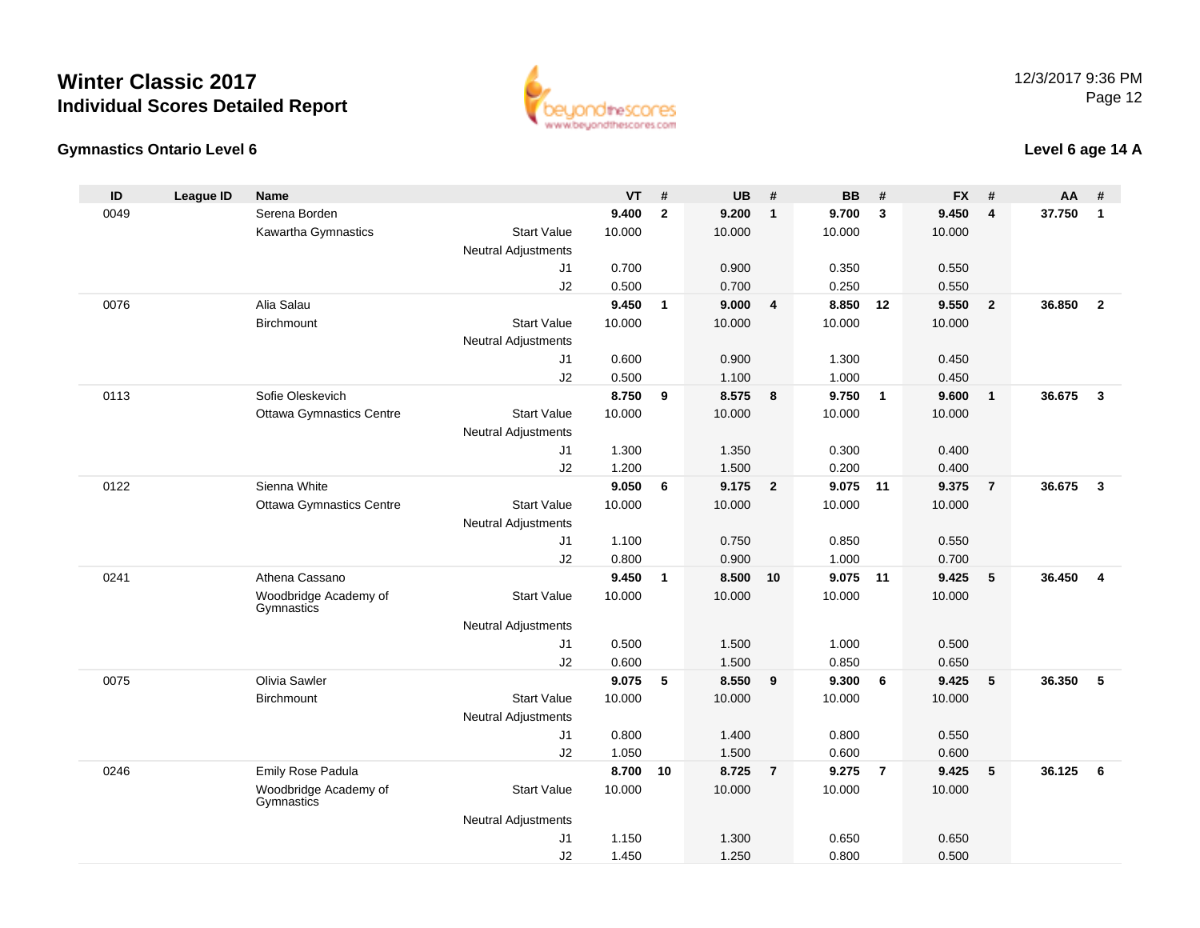# Winter Classic 2017
## Individual Scores Detailed Report

12/3/2017 9:36 PM

### Gymnastics Ontario Level 6

### Level 6 age 14 A

| ID | League ID | Name | | VT | # | UB | # | BB | # | FX | # | AA | # |
|---|---|---|---|---|---|---|---|---|---|---|---|---|---|
| 0049 | | Serena Borden | | **9.400** | **2** | **9.200** | **1** | **9.700** | **3** | **9.450** | **4** | **37.750** | **1** |
| | | Kawartha Gymnastics | Start Value | 10.000 | | 10.000 | | 10.000 | | 10.000 | | | |
| | | | Neutral Adjustments | | | | | | | | | | |
| | | | J1 | 0.700 | | 0.900 | | 0.350 | | 0.550 | | | |
| | | | J2 | 0.500 | | 0.700 | | 0.250 | | 0.550 | | | |
| 0076 | | Alia Salau | | **9.450** | **1** | **9.000** | **4** | **8.850** | **12** | **9.550** | **2** | **36.850** | **2** |
| | | Birchmount | Start Value | 10.000 | | 10.000 | | 10.000 | | 10.000 | | | |
| | | | Neutral Adjustments | | | | | | | | | | |
| | | | J1 | 0.600 | | 0.900 | | 1.300 | | 0.450 | | | |
| | | | J2 | 0.500 | | 1.100 | | 1.000 | | 0.450 | | | |
| 0113 | | Sofie Oleskevich | | **8.750** | **9** | **8.575** | **8** | **9.750** | **1** | **9.600** | **1** | **36.675** | **3** |
| | | Ottawa Gymnastics Centre | Start Value | 10.000 | | 10.000 | | 10.000 | | 10.000 | | | |
| | | | Neutral Adjustments | | | | | | | | | | |
| | | | J1 | 1.300 | | 1.350 | | 0.300 | | 0.400 | | | |
| | | | J2 | 1.200 | | 1.500 | | 0.200 | | 0.400 | | | |
| 0122 | | Sienna White | | **9.050** | **6** | **9.175** | **2** | **9.075** | **11** | **9.375** | **7** | **36.675** | **3** |
| | | Ottawa Gymnastics Centre | Start Value | 10.000 | | 10.000 | | 10.000 | | 10.000 | | | |
| | | | Neutral Adjustments | | | | | | | | | | |
| | | | J1 | 1.100 | | 0.750 | | 0.850 | | 0.550 | | | |
| | | | J2 | 0.800 | | 0.900 | | 1.000 | | 0.700 | | | |
| 0241 | | Athena Cassano | | **9.450** | **1** | **8.500** | **10** | **9.075** | **11** | **9.425** | **5** | **36.450** | **4** |
| | | Woodbridge Academy of Gymnastics | Start Value | 10.000 | | 10.000 | | 10.000 | | 10.000 | | | |
| | | | Neutral Adjustments | | | | | | | | | | |
| | | | J1 | 0.500 | | 1.500 | | 1.000 | | 0.500 | | | |
| | | | J2 | 0.600 | | 1.500 | | 0.850 | | 0.650 | | | |
| 0075 | | Olivia Sawler | | **9.075** | **5** | **8.550** | **9** | **9.300** | **6** | **9.425** | **5** | **36.350** | **5** |
| | | Birchmount | Start Value | 10.000 | | 10.000 | | 10.000 | | 10.000 | | | |
| | | | Neutral Adjustments | | | | | | | | | | |
| | | | J1 | 0.800 | | 1.400 | | 0.800 | | 0.550 | | | |
| | | | J2 | 1.050 | | 1.500 | | 0.600 | | 0.600 | | | |
| 0246 | | Emily Rose Padula | | **8.700** | **10** | **8.725** | **7** | **9.275** | **7** | **9.425** | **5** | **36.125** | **6** |
| | | Woodbridge Academy of Gymnastics | Start Value | 10.000 | | 10.000 | | 10.000 | | 10.000 | | | |
| | | | Neutral Adjustments | | | | | | | | | | |
| | | | J1 | 1.150 | | 1.300 | | 0.650 | | 0.650 | | | |
| | | | J2 | 1.450 | | 1.250 | | 0.800 | | 0.500 | | | |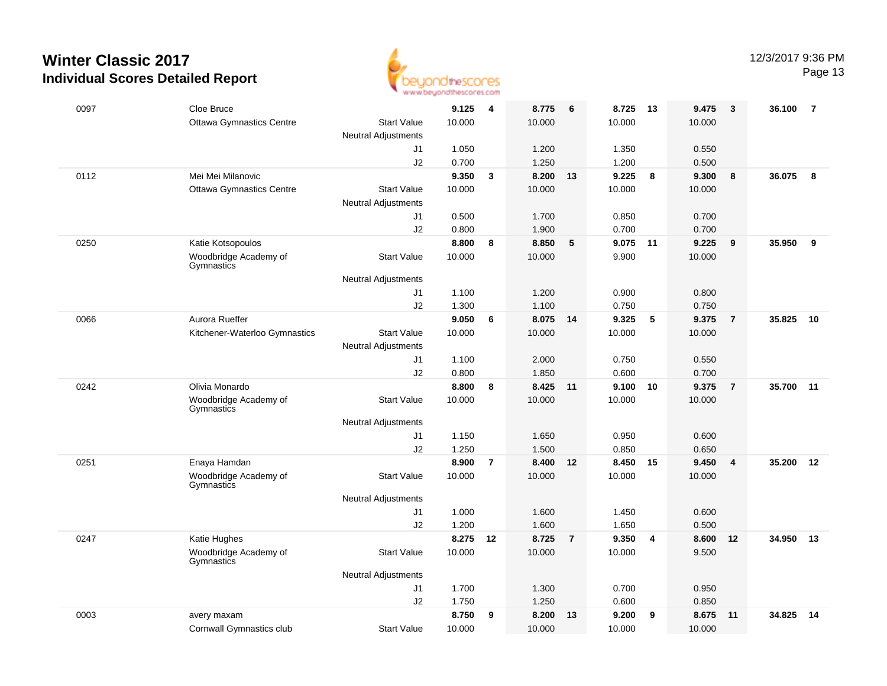# Winter Classic 2017
## Individual Scores Detailed Report

12/3/2017 9:36 PM

| | | | | | | | | | | | | |
|---|---|---|---|---|---|---|---|---|---|---|---|---|
| 0097 | Cloe Bruce | | **9.125** | **4** | **8.775** | **6** | **8.725** | **13** | **9.475** | **3** | **36.100** | **7** |
| | Ottawa Gymnastics Centre | Start Value | 10.000 | | 10.000 | | 10.000 | | 10.000 | | | |
| | | Neutral Adjustments | | | | | | | | | | |
| | | J1 | 1.050 | | 1.200 | | 1.350 | | 0.550 | | | |
| | | J2 | 0.700 | | 1.250 | | 1.200 | | 0.500 | | | |
| 0112 | Mei Mei Milanovic | | **9.350** | **3** | **8.200** | **13** | **9.225** | **8** | **9.300** | **8** | **36.075** | **8** |
| | Ottawa Gymnastics Centre | Start Value | 10.000 | | 10.000 | | 10.000 | | 10.000 | | | |
| | | Neutral Adjustments | | | | | | | | | | |
| | | J1 | 0.500 | | 1.700 | | 0.850 | | 0.700 | | | |
| | | J2 | 0.800 | | 1.900 | | 0.700 | | 0.700 | | | |
| 0250 | Katie Kotsopoulos | | **8.800** | **8** | **8.850** | **5** | **9.075** | **11** | **9.225** | **9** | **35.950** | **9** |
| | Woodbridge Academy of Gymnastics | Start Value | 10.000 | | 10.000 | | 9.900 | | 10.000 | | | |
| | | Neutral Adjustments | | | | | | | | | | |
| | | J1 | 1.100 | | 1.200 | | 0.900 | | 0.800 | | | |
| | | J2 | 1.300 | | 1.100 | | 0.750 | | 0.750 | | | |
| 0066 | Aurora Rueffer | | **9.050** | **6** | **8.075** | **14** | **9.325** | **5** | **9.375** | **7** | **35.825** | **10** |
| | Kitchener-Waterloo Gymnastics | Start Value | 10.000 | | 10.000 | | 10.000 | | 10.000 | | | |
| | | Neutral Adjustments | | | | | | | | | | |
| | | J1 | 1.100 | | 2.000 | | 0.750 | | 0.550 | | | |
| | | J2 | 0.800 | | 1.850 | | 0.600 | | 0.700 | | | |
| 0242 | Olivia Monardo | | **8.800** | **8** | **8.425** | **11** | **9.100** | **10** | **9.375** | **7** | **35.700** | **11** |
| | Woodbridge Academy of Gymnastics | Start Value | 10.000 | | 10.000 | | 10.000 | | 10.000 | | | |
| | | Neutral Adjustments | | | | | | | | | | |
| | | J1 | 1.150 | | 1.650 | | 0.950 | | 0.600 | | | |
| | | J2 | 1.250 | | 1.500 | | 0.850 | | 0.650 | | | |
| 0251 | Enaya Hamdan | | **8.900** | **7** | **8.400** | **12** | **8.450** | **15** | **9.450** | **4** | **35.200** | **12** |
| | Woodbridge Academy of Gymnastics | Start Value | 10.000 | | 10.000 | | 10.000 | | 10.000 | | | |
| | | Neutral Adjustments | | | | | | | | | | |
| | | J1 | 1.000 | | 1.600 | | 1.450 | | 0.600 | | | |
| | | J2 | 1.200 | | 1.600 | | 1.650 | | 0.500 | | | |
| 0247 | Katie Hughes | | **8.275** | **12** | **8.725** | **7** | **9.350** | **4** | **8.600** | **12** | **34.950** | **13** |
| | Woodbridge Academy of Gymnastics | Start Value | 10.000 | | 10.000 | | 10.000 | | 9.500 | | | |
| | | Neutral Adjustments | | | | | | | | | | |
| | | J1 | 1.700 | | 1.300 | | 0.700 | | 0.950 | | | |
| | | J2 | 1.750 | | 1.250 | | 0.600 | | 0.850 | | | |
| 0003 | avery maxam | | **8.750** | **9** | **8.200** | **13** | **9.200** | **9** | **8.675** | **11** | **34.825** | **14** |
| | Cornwall Gymnastics club | Start Value | 10.000 | | 10.000 | | 10.000 | | 10.000 | | | |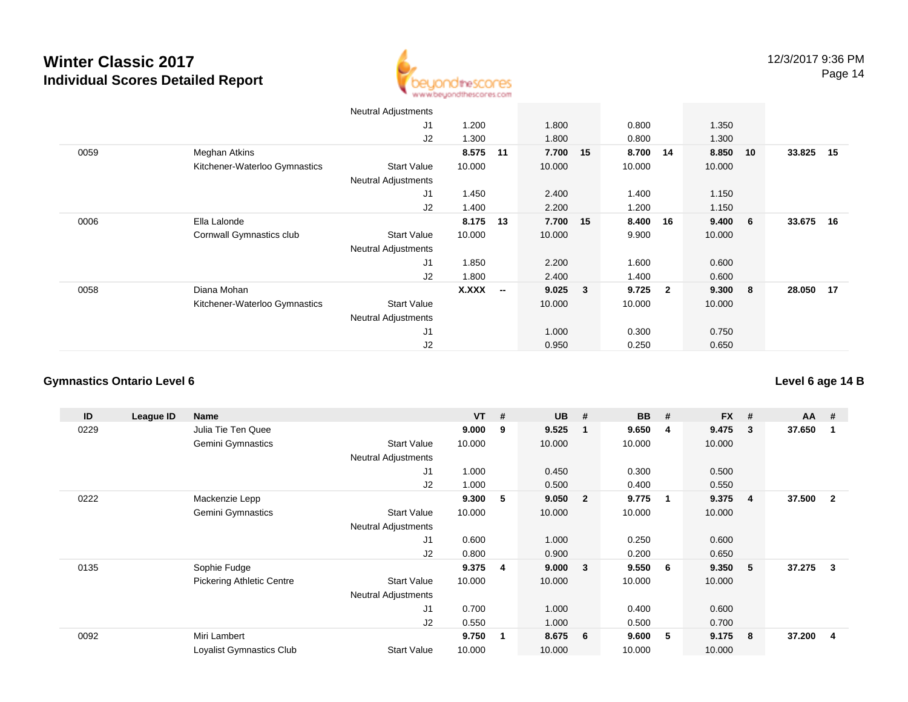# Winter Classic 2017

## Individual Scores Detailed Report

| ID | League ID | Name | | VT | # | UB | # | BB | # | FX | # | AA | # |
|---|---|---|---|---|---|---|---|---|---|---|---|---|---|
| | | | Neutral Adjustments | | | | | | | | | | |
| | | | J1 | 1.200 | | 1.800 | | 0.800 | | 1.350 | | | |
| | | | J2 | 1.300 | | 1.800 | | 0.800 | | 1.300 | | | |
| 0059 | | Meghan Atkins | | **8.575** | **11** | **7.700** | **15** | **8.700** | **14** | **8.850** | **10** | **33.825** | **15** |
| | | Kitchener-Waterloo Gymnastics | Start Value | 10.000 | | 10.000 | | 10.000 | | 10.000 | | | |
| | | | Neutral Adjustments | | | | | | | | | | |
| | | | J1 | 1.450 | | 2.400 | | 1.400 | | 1.150 | | | |
| | | | J2 | 1.400 | | 2.200 | | 1.200 | | 1.150 | | | |
| 0006 | | Ella Lalonde | | **8.175** | **13** | **7.700** | **15** | **8.400** | **16** | **9.400** | **6** | **33.675** | **16** |
| | | Cornwall Gymnastics club | Start Value | 10.000 | | 10.000 | | 9.900 | | 10.000 | | | |
| | | | Neutral Adjustments | | | | | | | | | | |
| | | | J1 | 1.850 | | 2.200 | | 1.600 | | 0.600 | | | |
| | | | J2 | 1.800 | | 2.400 | | 1.400 | | 0.600 | | | |
| 0058 | | Diana Mohan | | **X.XXX** | **--** | **9.025** | **3** | **9.725** | **2** | **9.300** | **8** | **28.050** | **17** |
| | | Kitchener-Waterloo Gymnastics | Start Value | | | 10.000 | | 10.000 | | 10.000 | | | |
| | | | Neutral Adjustments | | | | | | | | | | |
| | | | J1 | | | 1.000 | | 0.300 | | 0.750 | | | |
| | | | J2 | | | 0.950 | | 0.250 | | 0.650 | | | |

### Gymnastics Ontario Level 6

**Level 6 age 14 B**

| ID | League ID | Name | | VT | # | UB | # | BB | # | FX | # | AA | # |
|---|---|---|---|---|---|---|---|---|---|---|---|---|---|
| 0229 | | Julia Tie Ten Quee | | **9.000** | **9** | **9.525** | **1** | **9.650** | **4** | **9.475** | **3** | **37.650** | **1** |
| | | Gemini Gymnastics | Start Value | 10.000 | | 10.000 | | 10.000 | | 10.000 | | | |
| | | | Neutral Adjustments | | | | | | | | | | |
| | | | J1 | 1.000 | | 0.450 | | 0.300 | | 0.500 | | | |
| | | | J2 | 1.000 | | 0.500 | | 0.400 | | 0.550 | | | |
| 0222 | | Mackenzie Lepp | | **9.300** | **5** | **9.050** | **2** | **9.775** | **1** | **9.375** | **4** | **37.500** | **2** |
| | | Gemini Gymnastics | Start Value | 10.000 | | 10.000 | | 10.000 | | 10.000 | | | |
| | | | Neutral Adjustments | | | | | | | | | | |
| | | | J1 | 0.600 | | 1.000 | | 0.250 | | 0.600 | | | |
| | | | J2 | 0.800 | | 0.900 | | 0.200 | | 0.650 | | | |
| 0135 | | Sophie Fudge | | **9.375** | **4** | **9.000** | **3** | **9.550** | **6** | **9.350** | **5** | **37.275** | **3** |
| | | Pickering Athletic Centre | Start Value | 10.000 | | 10.000 | | 10.000 | | 10.000 | | | |
| | | | Neutral Adjustments | | | | | | | | | | |
| | | | J1 | 0.700 | | 1.000 | | 0.400 | | 0.600 | | | |
| | | | J2 | 0.550 | | 1.000 | | 0.500 | | 0.700 | | | |
| 0092 | | Miri Lambert | | **9.750** | **1** | **8.675** | **6** | **9.600** | **5** | **9.175** | **8** | **37.200** | **4** |
| | | Loyalist Gymnastics Club | Start Value | 10.000 | | 10.000 | | 10.000 | | 10.000 | | | |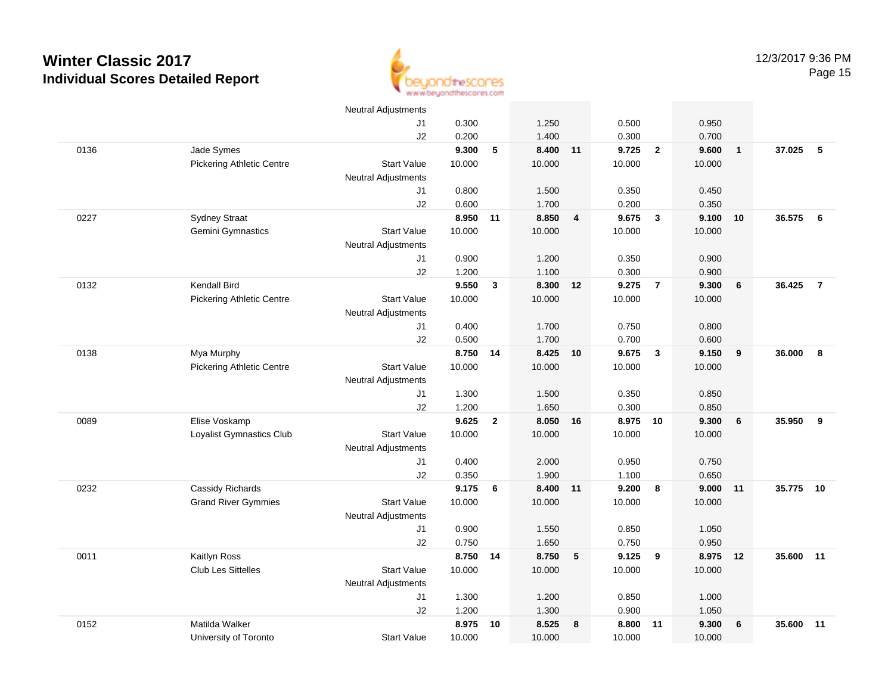# Winter Classic 2017
## Individual Scores Detailed Report

12/3/2017 9:36 PM

| | | | | | | | | | | | | |
|---|---|---|---|---|---|---|---|---|---|---|---|---|
| | | Neutral Adjustments | | | | | | | | | | |
| | | J1 | 0.300 | | 1.250 | | 0.500 | | 0.950 | | | |
| | | J2 | 0.200 | | 1.400 | | 0.300 | | 0.700 | | | |
| 0136 | Jade Symes | | **9.300** | **5** | **8.400** | **11** | **9.725** | **2** | **9.600** | **1** | **37.025** | **5** |
| | Pickering Athletic Centre | Start Value | 10.000 | | 10.000 | | 10.000 | | 10.000 | | | |
| | | Neutral Adjustments | | | | | | | | | | |
| | | J1 | 0.800 | | 1.500 | | 0.350 | | 0.450 | | | |
| | | J2 | 0.600 | | 1.700 | | 0.200 | | 0.350 | | | |
| 0227 | Sydney Straat | | **8.950** | **11** | **8.850** | **4** | **9.675** | **3** | **9.100** | **10** | **36.575** | **6** |
| | Gemini Gymnastics | Start Value | 10.000 | | 10.000 | | 10.000 | | 10.000 | | | |
| | | Neutral Adjustments | | | | | | | | | | |
| | | J1 | 0.900 | | 1.200 | | 0.350 | | 0.900 | | | |
| | | J2 | 1.200 | | 1.100 | | 0.300 | | 0.900 | | | |
| 0132 | Kendall Bird | | **9.550** | **3** | **8.300** | **12** | **9.275** | **7** | **9.300** | **6** | **36.425** | **7** |
| | Pickering Athletic Centre | Start Value | 10.000 | | 10.000 | | 10.000 | | 10.000 | | | |
| | | Neutral Adjustments | | | | | | | | | | |
| | | J1 | 0.400 | | 1.700 | | 0.750 | | 0.800 | | | |
| | | J2 | 0.500 | | 1.700 | | 0.700 | | 0.600 | | | |
| 0138 | Mya Murphy | | **8.750** | **14** | **8.425** | **10** | **9.675** | **3** | **9.150** | **9** | **36.000** | **8** |
| | Pickering Athletic Centre | Start Value | 10.000 | | 10.000 | | 10.000 | | 10.000 | | | |
| | | Neutral Adjustments | | | | | | | | | | |
| | | J1 | 1.300 | | 1.500 | | 0.350 | | 0.850 | | | |
| | | J2 | 1.200 | | 1.650 | | 0.300 | | 0.850 | | | |
| 0089 | Elise Voskamp | | **9.625** | **2** | **8.050** | **16** | **8.975** | **10** | **9.300** | **6** | **35.950** | **9** |
| | Loyalist Gymnastics Club | Start Value | 10.000 | | 10.000 | | 10.000 | | 10.000 | | | |
| | | Neutral Adjustments | | | | | | | | | | |
| | | J1 | 0.400 | | 2.000 | | 0.950 | | 0.750 | | | |
| | | J2 | 0.350 | | 1.900 | | 1.100 | | 0.650 | | | |
| 0232 | Cassidy Richards | | **9.175** | **6** | **8.400** | **11** | **9.200** | **8** | **9.000** | **11** | **35.775** | **10** |
| | Grand River Gymmies | Start Value | 10.000 | | 10.000 | | 10.000 | | 10.000 | | | |
| | | Neutral Adjustments | | | | | | | | | | |
| | | J1 | 0.900 | | 1.550 | | 0.850 | | 1.050 | | | |
| | | J2 | 0.750 | | 1.650 | | 0.750 | | 0.950 | | | |
| 0011 | Kaitlyn Ross | | **8.750** | **14** | **8.750** | **5** | **9.125** | **9** | **8.975** | **12** | **35.600** | **11** |
| | Club Les Sittelles | Start Value | 10.000 | | 10.000 | | 10.000 | | 10.000 | | | |
| | | Neutral Adjustments | | | | | | | | | | |
| | | J1 | 1.300 | | 1.200 | | 0.850 | | 1.000 | | | |
| | | J2 | 1.200 | | 1.300 | | 0.900 | | 1.050 | | | |
| 0152 | Matilda Walker | | **8.975** | **10** | **8.525** | **8** | **8.800** | **11** | **9.300** | **6** | **35.600** | **11** |
| | University of Toronto | Start Value | 10.000 | | 10.000 | | 10.000 | | 10.000 | | | |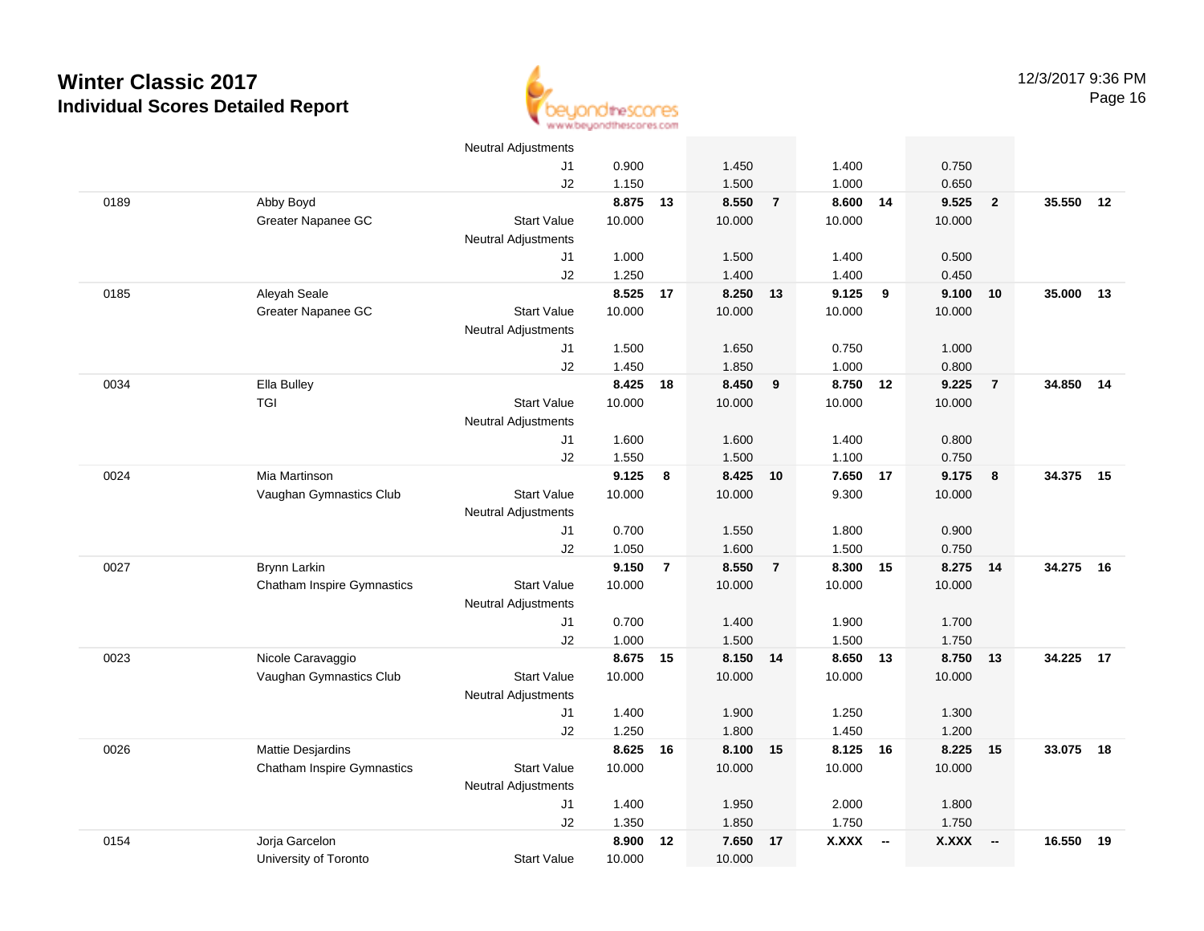# Winter Classic 2017
## Individual Scores Detailed Report

| Num | Name / Club | | Vault | Rank | Bars | Rank | Beam | Rank | Floor | Rank | AA | Rank |
|---|---|---|---|---|---|---|---|---|---|---|---|---|
| | | Neutral Adjustments | | | | | | | | | | |
| | | J1 | 0.900 | | 1.450 | | 1.400 | | 0.750 | | | |
| | | J2 | 1.150 | | 1.500 | | 1.000 | | 0.650 | | | |
| 0189 | Abby Boyd | | **8.875** | **13** | **8.550** | **7** | **8.600** | **14** | **9.525** | **2** | **35.550** | **12** |
| | Greater Napanee GC | Start Value | 10.000 | | 10.000 | | 10.000 | | 10.000 | | | |
| | | Neutral Adjustments | | | | | | | | | | |
| | | J1 | 1.000 | | 1.500 | | 1.400 | | 0.500 | | | |
| | | J2 | 1.250 | | 1.400 | | 1.400 | | 0.450 | | | |
| 0185 | Aleyah Seale | | **8.525** | **17** | **8.250** | **13** | **9.125** | **9** | **9.100** | **10** | **35.000** | **13** |
| | Greater Napanee GC | Start Value | 10.000 | | 10.000 | | 10.000 | | 10.000 | | | |
| | | Neutral Adjustments | | | | | | | | | | |
| | | J1 | 1.500 | | 1.650 | | 0.750 | | 1.000 | | | |
| | | J2 | 1.450 | | 1.850 | | 1.000 | | 0.800 | | | |
| 0034 | Ella Bulley | | **8.425** | **18** | **8.450** | **9** | **8.750** | **12** | **9.225** | **7** | **34.850** | **14** |
| | TGI | Start Value | 10.000 | | 10.000 | | 10.000 | | 10.000 | | | |
| | | Neutral Adjustments | | | | | | | | | | |
| | | J1 | 1.600 | | 1.600 | | 1.400 | | 0.800 | | | |
| | | J2 | 1.550 | | 1.500 | | 1.100 | | 0.750 | | | |
| 0024 | Mia Martinson | | **9.125** | **8** | **8.425** | **10** | **7.650** | **17** | **9.175** | **8** | **34.375** | **15** |
| | Vaughan Gymnastics Club | Start Value | 10.000 | | 10.000 | | 9.300 | | 10.000 | | | |
| | | Neutral Adjustments | | | | | | | | | | |
| | | J1 | 0.700 | | 1.550 | | 1.800 | | 0.900 | | | |
| | | J2 | 1.050 | | 1.600 | | 1.500 | | 0.750 | | | |
| 0027 | Brynn Larkin | | **9.150** | **7** | **8.550** | **7** | **8.300** | **15** | **8.275** | **14** | **34.275** | **16** |
| | Chatham Inspire Gymnastics | Start Value | 10.000 | | 10.000 | | 10.000 | | 10.000 | | | |
| | | Neutral Adjustments | | | | | | | | | | |
| | | J1 | 0.700 | | 1.400 | | 1.900 | | 1.700 | | | |
| | | J2 | 1.000 | | 1.500 | | 1.500 | | 1.750 | | | |
| 0023 | Nicole Caravaggio | | **8.675** | **15** | **8.150** | **14** | **8.650** | **13** | **8.750** | **13** | **34.225** | **17** |
| | Vaughan Gymnastics Club | Start Value | 10.000 | | 10.000 | | 10.000 | | 10.000 | | | |
| | | Neutral Adjustments | | | | | | | | | | |
| | | J1 | 1.400 | | 1.900 | | 1.250 | | 1.300 | | | |
| | | J2 | 1.250 | | 1.800 | | 1.450 | | 1.200 | | | |
| 0026 | Mattie Desjardins | | **8.625** | **16** | **8.100** | **15** | **8.125** | **16** | **8.225** | **15** | **33.075** | **18** |
| | Chatham Inspire Gymnastics | Start Value | 10.000 | | 10.000 | | 10.000 | | 10.000 | | | |
| | | Neutral Adjustments | | | | | | | | | | |
| | | J1 | 1.400 | | 1.950 | | 2.000 | | 1.800 | | | |
| | | J2 | 1.350 | | 1.850 | | 1.750 | | 1.750 | | | |
| 0154 | Jorja Garcelon | | **8.900** | **12** | **7.650** | **17** | **X.XXX** | **--** | **X.XXX** | **--** | **16.550** | **19** |
| | University of Toronto | Start Value | 10.000 | | 10.000 | | | | | | | |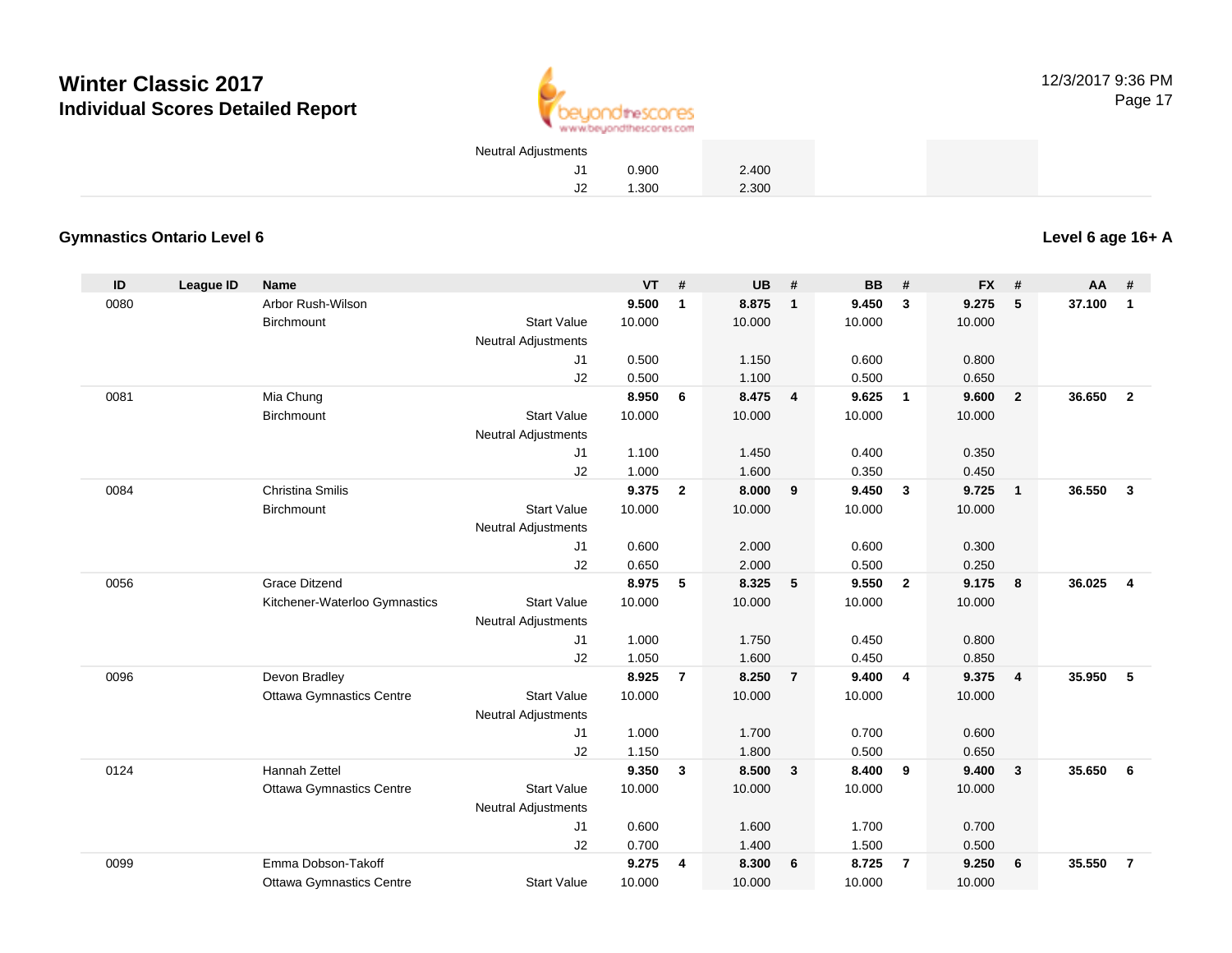# Winter Classic 2017

## Individual Scores Detailed Report

| | | | | VT | # | UB | # | BB | # | FX | # | AA | # |
|---|---|---|---|---|---|---|---|---|---|---|---|---|---|
| | | | Neutral Adjustments | | | | | | | | | | |
| | | | J1 | 0.900 | | 2.400 | | | | | | | |
| | | | J2 | 1.300 | | 2.300 | | | | | | | |

### Gymnastics Ontario Level 6

**Level 6 age 16+ A**

| ID | League ID | Name | | VT | # | UB | # | BB | # | FX | # | AA | # |
|---|---|---|---|---|---|---|---|---|---|---|---|---|---|
| 0080 | | Arbor Rush-Wilson | | **9.500** | **1** | **8.875** | **1** | **9.450** | **3** | **9.275** | **5** | **37.100** | **1** |
| | | Birchmount | Start Value | 10.000 | | 10.000 | | 10.000 | | 10.000 | | | |
| | | | Neutral Adjustments | | | | | | | | | | |
| | | | J1 | 0.500 | | 1.150 | | 0.600 | | 0.800 | | | |
| | | | J2 | 0.500 | | 1.100 | | 0.500 | | 0.650 | | | |
| 0081 | | Mia Chung | | **8.950** | **6** | **8.475** | **4** | **9.625** | **1** | **9.600** | **2** | **36.650** | **2** |
| | | Birchmount | Start Value | 10.000 | | 10.000 | | 10.000 | | 10.000 | | | |
| | | | Neutral Adjustments | | | | | | | | | | |
| | | | J1 | 1.100 | | 1.450 | | 0.400 | | 0.350 | | | |
| | | | J2 | 1.000 | | 1.600 | | 0.350 | | 0.450 | | | |
| 0084 | | Christina Smilis | | **9.375** | **2** | **8.000** | **9** | **9.450** | **3** | **9.725** | **1** | **36.550** | **3** |
| | | Birchmount | Start Value | 10.000 | | 10.000 | | 10.000 | | 10.000 | | | |
| | | | Neutral Adjustments | | | | | | | | | | |
| | | | J1 | 0.600 | | 2.000 | | 0.600 | | 0.300 | | | |
| | | | J2 | 0.650 | | 2.000 | | 0.500 | | 0.250 | | | |
| 0056 | | Grace Ditzend | | **8.975** | **5** | **8.325** | **5** | **9.550** | **2** | **9.175** | **8** | **36.025** | **4** |
| | | Kitchener-Waterloo Gymnastics | Start Value | 10.000 | | 10.000 | | 10.000 | | 10.000 | | | |
| | | | Neutral Adjustments | | | | | | | | | | |
| | | | J1 | 1.000 | | 1.750 | | 0.450 | | 0.800 | | | |
| | | | J2 | 1.050 | | 1.600 | | 0.450 | | 0.850 | | | |
| 0096 | | Devon Bradley | | **8.925** | **7** | **8.250** | **7** | **9.400** | **4** | **9.375** | **4** | **35.950** | **5** |
| | | Ottawa Gymnastics Centre | Start Value | 10.000 | | 10.000 | | 10.000 | | 10.000 | | | |
| | | | Neutral Adjustments | | | | | | | | | | |
| | | | J1 | 1.000 | | 1.700 | | 0.700 | | 0.600 | | | |
| | | | J2 | 1.150 | | 1.800 | | 0.500 | | 0.650 | | | |
| 0124 | | Hannah Zettel | | **9.350** | **3** | **8.500** | **3** | **8.400** | **9** | **9.400** | **3** | **35.650** | **6** |
| | | Ottawa Gymnastics Centre | Start Value | 10.000 | | 10.000 | | 10.000 | | 10.000 | | | |
| | | | Neutral Adjustments | | | | | | | | | | |
| | | | J1 | 0.600 | | 1.600 | | 1.700 | | 0.700 | | | |
| | | | J2 | 0.700 | | 1.400 | | 1.500 | | 0.500 | | | |
| 0099 | | Emma Dobson-Takoff | | **9.275** | **4** | **8.300** | **6** | **8.725** | **7** | **9.250** | **6** | **35.550** | **7** |
| | | Ottawa Gymnastics Centre | Start Value | 10.000 | | 10.000 | | 10.000 | | 10.000 | | | |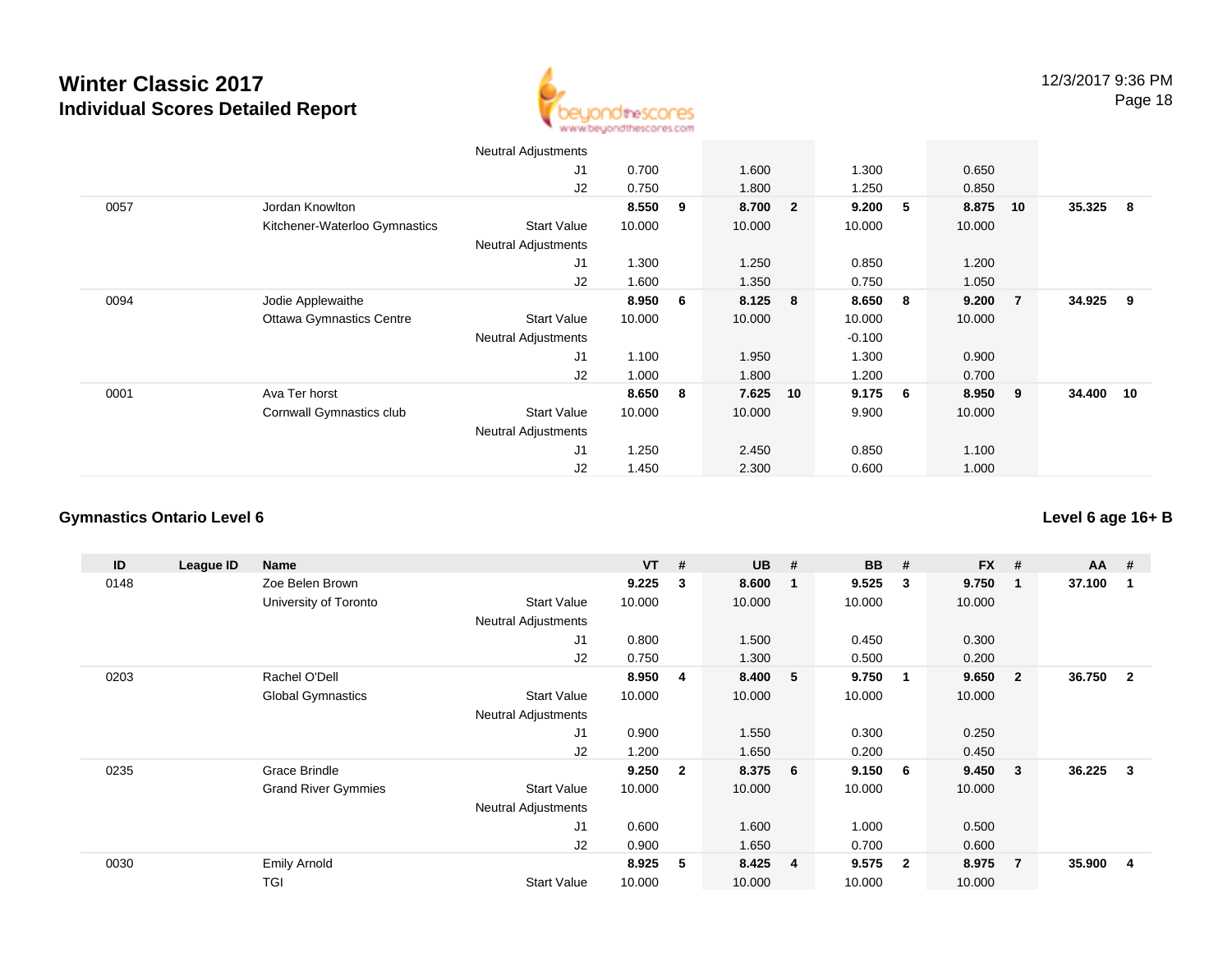# Winter Classic 2017

## Individual Scores Detailed Report

| ID | League ID | Name | | VT | # | UB | # | BB | # | FX | # | AA | # |
|---|---|---|---|---|---|---|---|---|---|---|---|---|---|
| | | | Neutral Adjustments | | | | | | | | | | |
| | | | J1 | 0.700 | | 1.600 | | 1.300 | | 0.650 | | | |
| | | | J2 | 0.750 | | 1.800 | | 1.250 | | 0.850 | | | |
| 0057 | | Jordan Knowlton | | **8.550** | **9** | **8.700** | **2** | **9.200** | **5** | **8.875** | **10** | **35.325** | **8** |
| | | Kitchener-Waterloo Gymnastics | Start Value | 10.000 | | 10.000 | | 10.000 | | 10.000 | | | |
| | | | Neutral Adjustments | | | | | | | | | | |
| | | | J1 | 1.300 | | 1.250 | | 0.850 | | 1.200 | | | |
| | | | J2 | 1.600 | | 1.350 | | 0.750 | | 1.050 | | | |
| 0094 | | Jodie Applewaithe | | **8.950** | **6** | **8.125** | **8** | **8.650** | **8** | **9.200** | **7** | **34.925** | **9** |
| | | Ottawa Gymnastics Centre | Start Value | 10.000 | | 10.000 | | 10.000 | | 10.000 | | | |
| | | | Neutral Adjustments | | | | | -0.100 | | | | | |
| | | | J1 | 1.100 | | 1.950 | | 1.300 | | 0.900 | | | |
| | | | J2 | 1.000 | | 1.800 | | 1.200 | | 0.700 | | | |
| 0001 | | Ava Ter horst | | **8.650** | **8** | **7.625** | **10** | **9.175** | **6** | **8.950** | **9** | **34.400** | **10** |
| | | Cornwall Gymnastics club | Start Value | 10.000 | | 10.000 | | 9.900 | | 10.000 | | | |
| | | | Neutral Adjustments | | | | | | | | | | |
| | | | J1 | 1.250 | | 2.450 | | 0.850 | | 1.100 | | | |
| | | | J2 | 1.450 | | 2.300 | | 0.600 | | 1.000 | | | |

### Gymnastics Ontario Level 6

**Level 6 age 16+ B**

| ID | League ID | Name | | VT | # | UB | # | BB | # | FX | # | AA | # |
|---|---|---|---|---|---|---|---|---|---|---|---|---|---|
| 0148 | | Zoe Belen Brown | | **9.225** | **3** | **8.600** | **1** | **9.525** | **3** | **9.750** | **1** | **37.100** | **1** |
| | | University of Toronto | Start Value | 10.000 | | 10.000 | | 10.000 | | 10.000 | | | |
| | | | Neutral Adjustments | | | | | | | | | | |
| | | | J1 | 0.800 | | 1.500 | | 0.450 | | 0.300 | | | |
| | | | J2 | 0.750 | | 1.300 | | 0.500 | | 0.200 | | | |
| 0203 | | Rachel O'Dell | | **8.950** | **4** | **8.400** | **5** | **9.750** | **1** | **9.650** | **2** | **36.750** | **2** |
| | | Global Gymnastics | Start Value | 10.000 | | 10.000 | | 10.000 | | 10.000 | | | |
| | | | Neutral Adjustments | | | | | | | | | | |
| | | | J1 | 0.900 | | 1.550 | | 0.300 | | 0.250 | | | |
| | | | J2 | 1.200 | | 1.650 | | 0.200 | | 0.450 | | | |
| 0235 | | Grace Brindle | | **9.250** | **2** | **8.375** | **6** | **9.150** | **6** | **9.450** | **3** | **36.225** | **3** |
| | | Grand River Gymmies | Start Value | 10.000 | | 10.000 | | 10.000 | | 10.000 | | | |
| | | | Neutral Adjustments | | | | | | | | | | |
| | | | J1 | 0.600 | | 1.600 | | 1.000 | | 0.500 | | | |
| | | | J2 | 0.900 | | 1.650 | | 0.700 | | 0.600 | | | |
| 0030 | | Emily Arnold | | **8.925** | **5** | **8.425** | **4** | **9.575** | **2** | **8.975** | **7** | **35.900** | **4** |
| | | TGI | Start Value | 10.000 | | 10.000 | | 10.000 | | 10.000 | | | |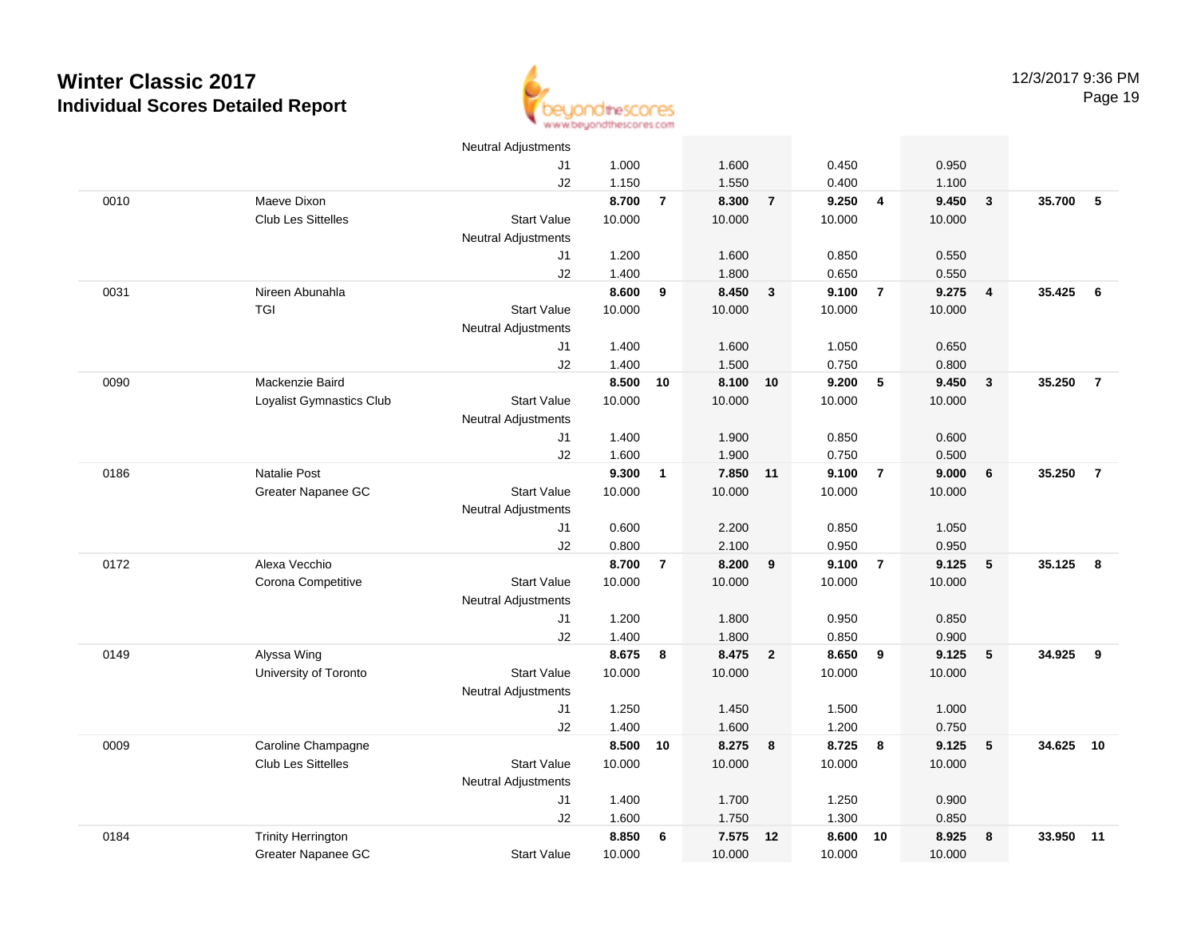# Winter Classic 2017
## Individual Scores Detailed Report

12/3/2017 9:36 PM

| # | Name / Club | | Vault | Rank | Bars | Rank | Beam | Rank | Floor | Rank | AA | Rank |
|---|---|---|---|---|---|---|---|---|---|---|---|---|
| | | Neutral Adjustments | | | | | | | | | | |
| | | J1 | 1.000 | | 1.600 | | 0.450 | | 0.950 | | | |
| | | J2 | 1.150 | | 1.550 | | 0.400 | | 1.100 | | | |
| 0010 | Maeve Dixon | | **8.700** | **7** | **8.300** | **7** | **9.250** | **4** | **9.450** | **3** | **35.700** | **5** |
| | Club Les Sittelles | Start Value | 10.000 | | 10.000 | | 10.000 | | 10.000 | | | |
| | | Neutral Adjustments | | | | | | | | | | |
| | | J1 | 1.200 | | 1.600 | | 0.850 | | 0.550 | | | |
| | | J2 | 1.400 | | 1.800 | | 0.650 | | 0.550 | | | |
| 0031 | Nireen Abunahla | | **8.600** | **9** | **8.450** | **3** | **9.100** | **7** | **9.275** | **4** | **35.425** | **6** |
| | TGI | Start Value | 10.000 | | 10.000 | | 10.000 | | 10.000 | | | |
| | | Neutral Adjustments | | | | | | | | | | |
| | | J1 | 1.400 | | 1.600 | | 1.050 | | 0.650 | | | |
| | | J2 | 1.400 | | 1.500 | | 0.750 | | 0.800 | | | |
| 0090 | Mackenzie Baird | | **8.500** | **10** | **8.100** | **10** | **9.200** | **5** | **9.450** | **3** | **35.250** | **7** |
| | Loyalist Gymnastics Club | Start Value | 10.000 | | 10.000 | | 10.000 | | 10.000 | | | |
| | | Neutral Adjustments | | | | | | | | | | |
| | | J1 | 1.400 | | 1.900 | | 0.850 | | 0.600 | | | |
| | | J2 | 1.600 | | 1.900 | | 0.750 | | 0.500 | | | |
| 0186 | Natalie Post | | **9.300** | **1** | **7.850** | **11** | **9.100** | **7** | **9.000** | **6** | **35.250** | **7** |
| | Greater Napanee GC | Start Value | 10.000 | | 10.000 | | 10.000 | | 10.000 | | | |
| | | Neutral Adjustments | | | | | | | | | | |
| | | J1 | 0.600 | | 2.200 | | 0.850 | | 1.050 | | | |
| | | J2 | 0.800 | | 2.100 | | 0.950 | | 0.950 | | | |
| 0172 | Alexa Vecchio | | **8.700** | **7** | **8.200** | **9** | **9.100** | **7** | **9.125** | **5** | **35.125** | **8** |
| | Corona Competitive | Start Value | 10.000 | | 10.000 | | 10.000 | | 10.000 | | | |
| | | Neutral Adjustments | | | | | | | | | | |
| | | J1 | 1.200 | | 1.800 | | 0.950 | | 0.850 | | | |
| | | J2 | 1.400 | | 1.800 | | 0.850 | | 0.900 | | | |
| 0149 | Alyssa Wing | | **8.675** | **8** | **8.475** | **2** | **8.650** | **9** | **9.125** | **5** | **34.925** | **9** |
| | University of Toronto | Start Value | 10.000 | | 10.000 | | 10.000 | | 10.000 | | | |
| | | Neutral Adjustments | | | | | | | | | | |
| | | J1 | 1.250 | | 1.450 | | 1.500 | | 1.000 | | | |
| | | J2 | 1.400 | | 1.600 | | 1.200 | | 0.750 | | | |
| 0009 | Caroline Champagne | | **8.500** | **10** | **8.275** | **8** | **8.725** | **8** | **9.125** | **5** | **34.625** | **10** |
| | Club Les Sittelles | Start Value | 10.000 | | 10.000 | | 10.000 | | 10.000 | | | |
| | | Neutral Adjustments | | | | | | | | | | |
| | | J1 | 1.400 | | 1.700 | | 1.250 | | 0.900 | | | |
| | | J2 | 1.600 | | 1.750 | | 1.300 | | 0.850 | | | |
| 0184 | Trinity Herrington | | **8.850** | **6** | **7.575** | **12** | **8.600** | **10** | **8.925** | **8** | **33.950** | **11** |
| | Greater Napanee GC | Start Value | 10.000 | | 10.000 | | 10.000 | | 10.000 | | | |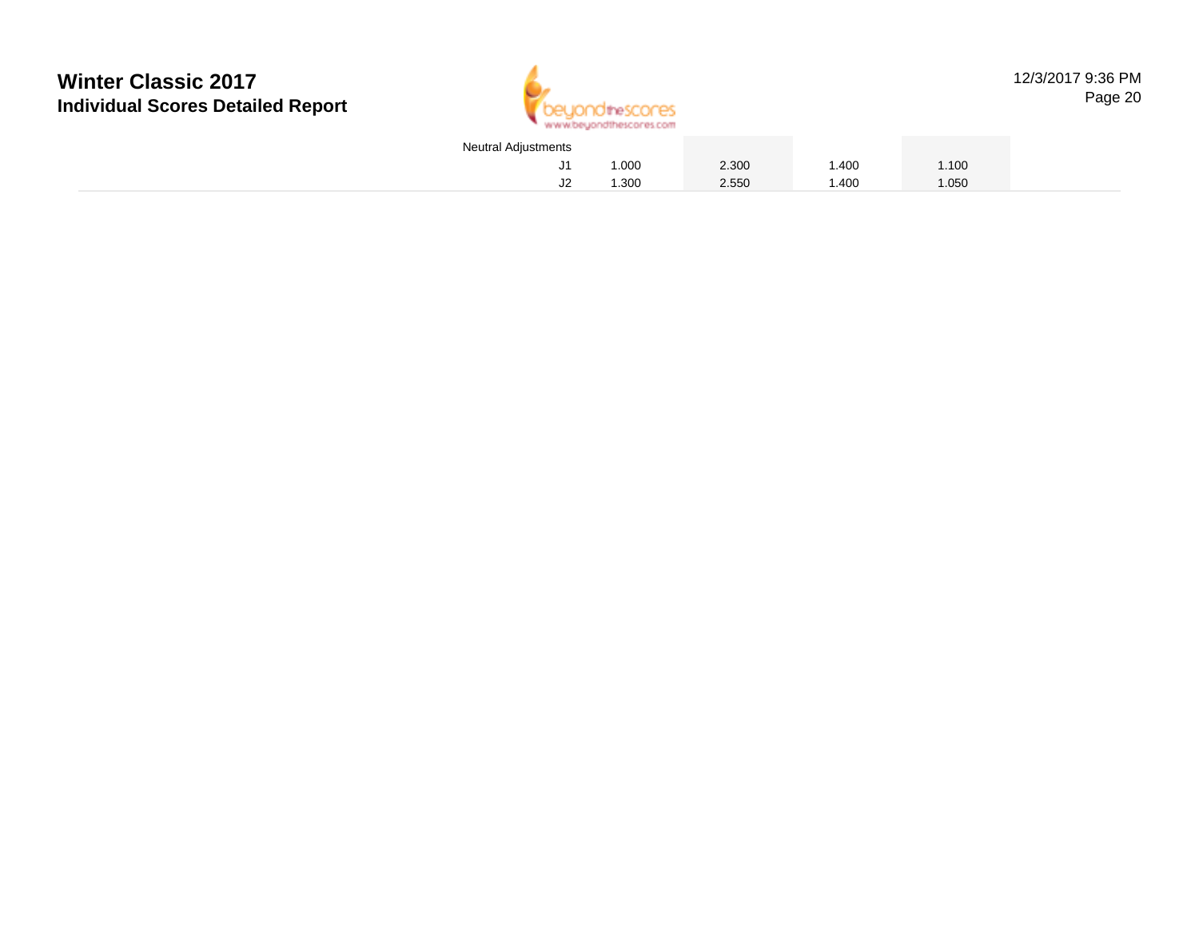| | | | | |
|---|---|---|---|---|
| Neutral Adjustments | | | | |
| J1 | 1.000 | 2.300 | 1.400 | 1.100 |
| J2 | 1.300 | 2.550 | 1.400 | 1.050 |